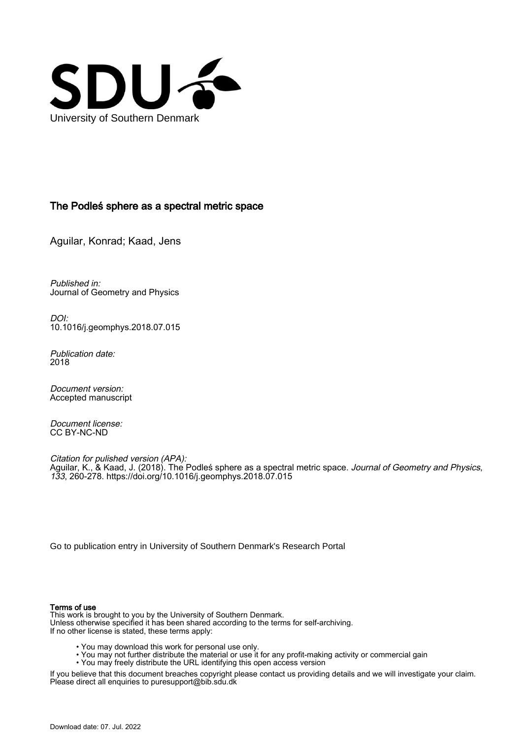University of Southern Denmark

## The Podleś sphere as a spectral metric space

Aguilar, Konrad; Kaad, Jens

*Published in:*
Journal of Geometry and Physics

*DOI:*
10.1016/j.geomphys.2018.07.015

*Publication date:*
2018

*Document version:*
Accepted manuscript

*Document license:*
CC BY-NC-ND

*Citation for pulished version (APA):*
Aguilar, K., & Kaad, J. (2018). The Podleś sphere as a spectral metric space. *Journal of Geometry and Physics*, *133*, 260-278. https://doi.org/10.1016/j.geomphys.2018.07.015

Go to publication entry in University of Southern Denmark's Research Portal

**Terms of use**

This work is brought to you by the University of Southern Denmark.
Unless otherwise specified it has been shared according to the terms for self-archiving.
If no other license is stated, these terms apply:

- You may download this work for personal use only.
- You may not further distribute the material or use it for any profit-making activity or commercial gain
- You may freely distribute the URL identifying this open access version

If you believe that this document breaches copyright please contact us providing details and we will investigate your claim.
Please direct all enquiries to puresupport@bib.sdu.dk

Download date: 07. Jul. 2022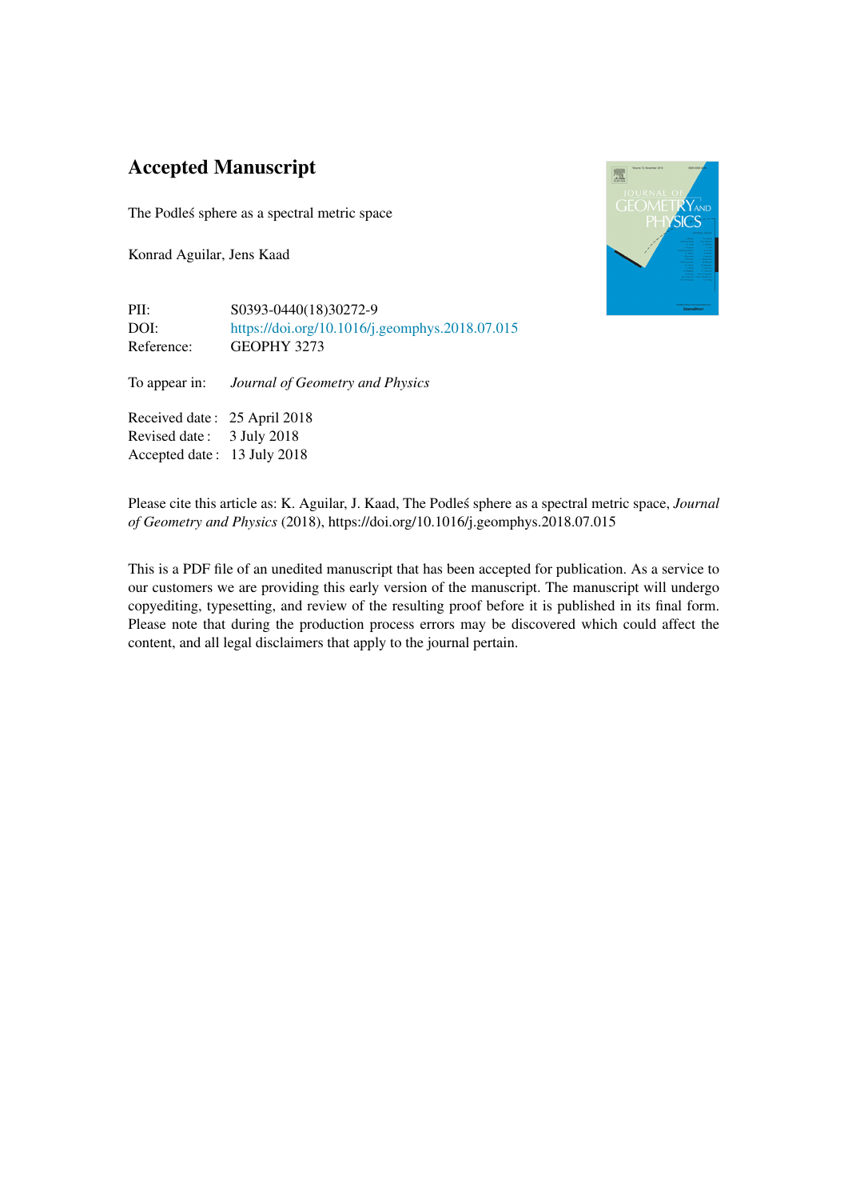# Accepted Manuscript

The Podleś sphere as a spectral metric space

Konrad Aguilar, Jens Kaad

PII: S0393-0440(18)30272-9  
DOI: https://doi.org/10.1016/j.geomphys.2018.07.015  
Reference: GEOPHY 3273

To appear in: *Journal of Geometry and Physics*

Received date : 25 April 2018  
Revised date : 3 July 2018  
Accepted date : 13 July 2018

Please cite this article as: K. Aguilar, J. Kaad, The Podleś sphere as a spectral metric space, *Journal of Geometry and Physics* (2018), https://doi.org/10.1016/j.geomphys.2018.07.015

This is a PDF file of an unedited manuscript that has been accepted for publication. As a service to our customers we are providing this early version of the manuscript. The manuscript will undergo copyediting, typesetting, and review of the resulting proof before it is published in its final form. Please note that during the production process errors may be discovered which could affect the content, and all legal disclaimers that apply to the journal pertain.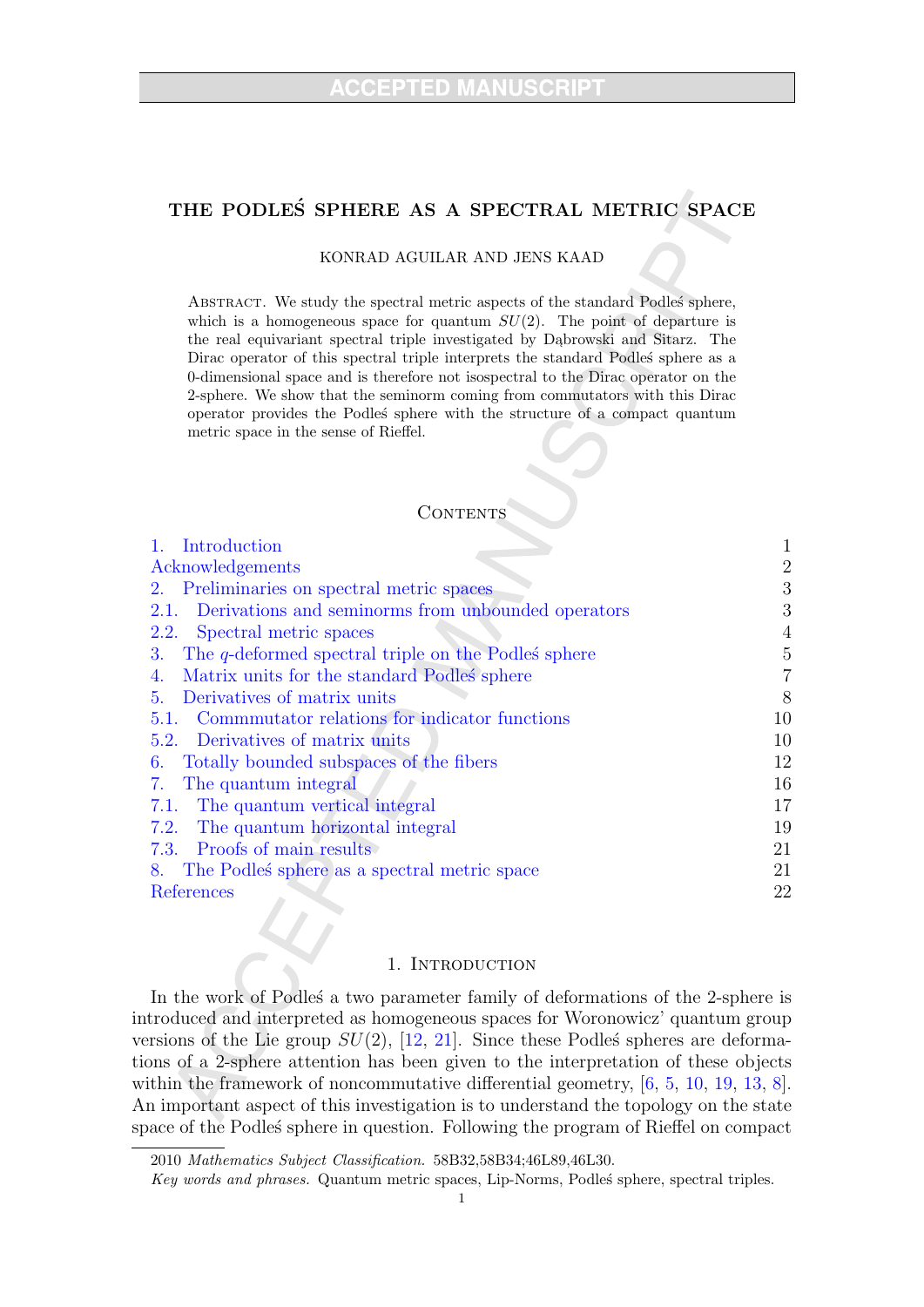# THE PODLEŚ SPHERE AS A SPECTRAL METRIC SPACE

KONRAD AGUILAR AND JENS KAAD

ABSTRACT. We study the spectral metric aspects of the standard Podleś sphere, which is a homogeneous space for quantum $SU(2)$. The point of departure is the real equivariant spectral triple investigated by Dąbrowski and Sitarz. The Dirac operator of this spectral triple interprets the standard Podleś sphere as a 0-dimensional space and is therefore not isospectral to the Dirac operator on the 2-sphere. We show that the seminorm coming from commutators with this Dirac operator provides the Podleś sphere with the structure of a compact quantum metric space in the sense of Rieffel.

## CONTENTS

1. Introduction — 1
Acknowledgements — 2
2. Preliminaries on spectral metric spaces — 3
2.1. Derivations and seminorms from unbounded operators — 3
2.2. Spectral metric spaces — 4
3. The $q$-deformed spectral triple on the Podleś sphere — 5
4. Matrix units for the standard Podleś sphere — 7
5. Derivatives of matrix units — 8
5.1. Commmutator relations for indicator functions — 10
5.2. Derivatives of matrix units — 10
6. Totally bounded subspaces of the fibers — 12
7. The quantum integral — 16
7.1. The quantum vertical integral — 17
7.2. The quantum horizontal integral — 19
7.3. Proofs of main results — 21
8. The Podleś sphere as a spectral metric space — 21
References — 22

## 1. INTRODUCTION

In the work of Podleś a two parameter family of deformations of the 2-sphere is introduced and interpreted as homogeneous spaces for Woronowicz' quantum group versions of the Lie group $SU(2)$, [12, 21]. Since these Podleś spheres are deformations of a 2-sphere attention has been given to the interpretation of these objects within the framework of noncommutative differential geometry, [6, 5, 10, 19, 13, 8]. An important aspect of this investigation is to understand the topology on the state space of the Podleś sphere in question. Following the program of Rieffel on compact

2010 *Mathematics Subject Classification.* 58B32,58B34;46L89,46L30.

*Key words and phrases.* Quantum metric spaces, Lip-Norms, Podleś sphere, spectral triples.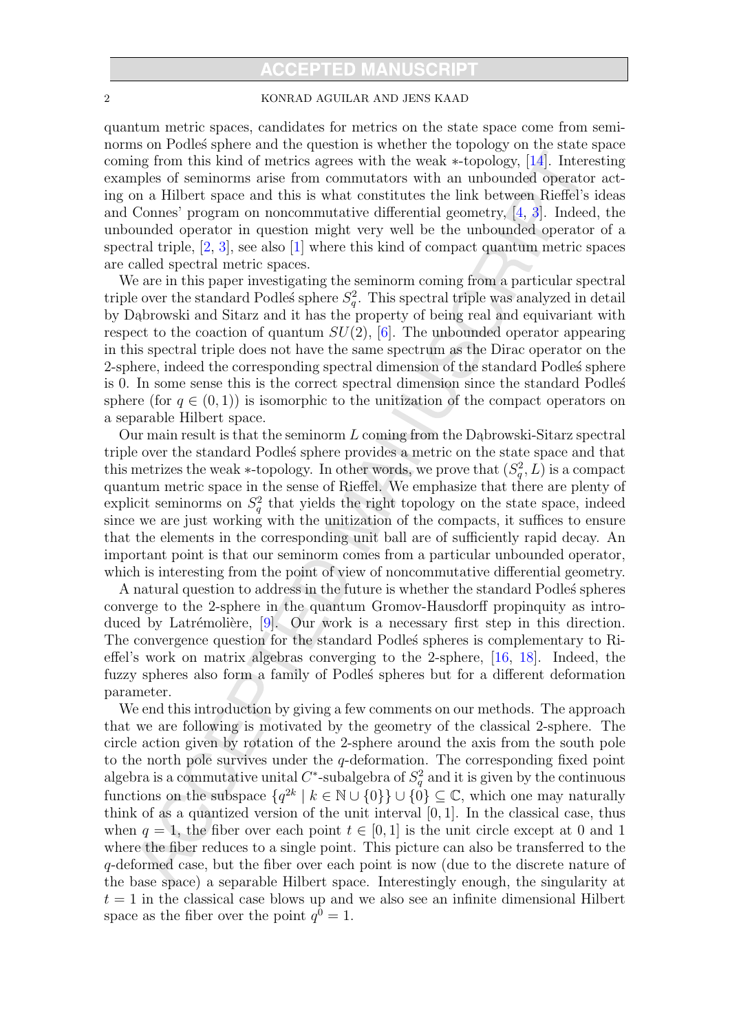quantum metric spaces, candidates for metrics on the state space come from seminorms on Podleś sphere and the question is whether the topology on the state space coming from this kind of metrics agrees with the weak $*$-topology, [14]. Interesting examples of seminorms arise from commutators with an unbounded operator acting on a Hilbert space and this is what constitutes the link between Rieffel's ideas and Connes' program on noncommutative differential geometry, [4, 3]. Indeed, the unbounded operator in question might very well be the unbounded operator of a spectral triple, [2, 3], see also [1] where this kind of compact quantum metric spaces are called spectral metric spaces.

We are in this paper investigating the seminorm coming from a particular spectral triple over the standard Podleś sphere $S_q^2$. This spectral triple was analyzed in detail by Dąbrowski and Sitarz and it has the property of being real and equivariant with respect to the coaction of quantum $SU(2)$, [6]. The unbounded operator appearing in this spectral triple does not have the same spectrum as the Dirac operator on the 2-sphere, indeed the corresponding spectral dimension of the standard Podleś sphere is 0. In some sense this is the correct spectral dimension since the standard Podleś sphere (for $q \in (0, 1)$) is isomorphic to the unitization of the compact operators on a separable Hilbert space.

Our main result is that the seminorm $L$ coming from the Dąbrowski-Sitarz spectral triple over the standard Podleś sphere provides a metric on the state space and that this metrizes the weak $*$-topology. In other words, we prove that $(S_q^2, L)$ is a compact quantum metric space in the sense of Rieffel. We emphasize that there are plenty of explicit seminorms on $S_q^2$ that yields the right topology on the state space, indeed since we are just working with the unitization of the compacts, it suffices to ensure that the elements in the corresponding unit ball are of sufficiently rapid decay. An important point is that our seminorm comes from a particular unbounded operator, which is interesting from the point of view of noncommutative differential geometry.

A natural question to address in the future is whether the standard Podleś spheres converge to the 2-sphere in the quantum Gromov-Hausdorff propinquity as introduced by Latrémolière, [9]. Our work is a necessary first step in this direction. The convergence question for the standard Podleś spheres is complementary to Rieffel's work on matrix algebras converging to the 2-sphere, [16, 18]. Indeed, the fuzzy spheres also form a family of Podleś spheres but for a different deformation parameter.

We end this introduction by giving a few comments on our methods. The approach that we are following is motivated by the geometry of the classical 2-sphere. The circle action given by rotation of the 2-sphere around the axis from the south pole to the north pole survives under the $q$-deformation. The corresponding fixed point algebra is a commutative unital $C^*$-subalgebra of $S_q^2$ and it is given by the continuous functions on the subspace $\{q^{2k} \mid k \in \mathbb{N} \cup \{0\}\} \cup \{0\} \subseteq \mathbb{C}$, which one may naturally think of as a quantized version of the unit interval $[0, 1]$. In the classical case, thus when $q = 1$, the fiber over each point $t \in [0, 1]$ is the unit circle except at 0 and 1 where the fiber reduces to a single point. This picture can also be transferred to the $q$-deformed case, but the fiber over each point is now (due to the discrete nature of the base space) a separable Hilbert space. Interestingly enough, the singularity at $t = 1$ in the classical case blows up and we also see an infinite dimensional Hilbert space as the fiber over the point $q^0 = 1$.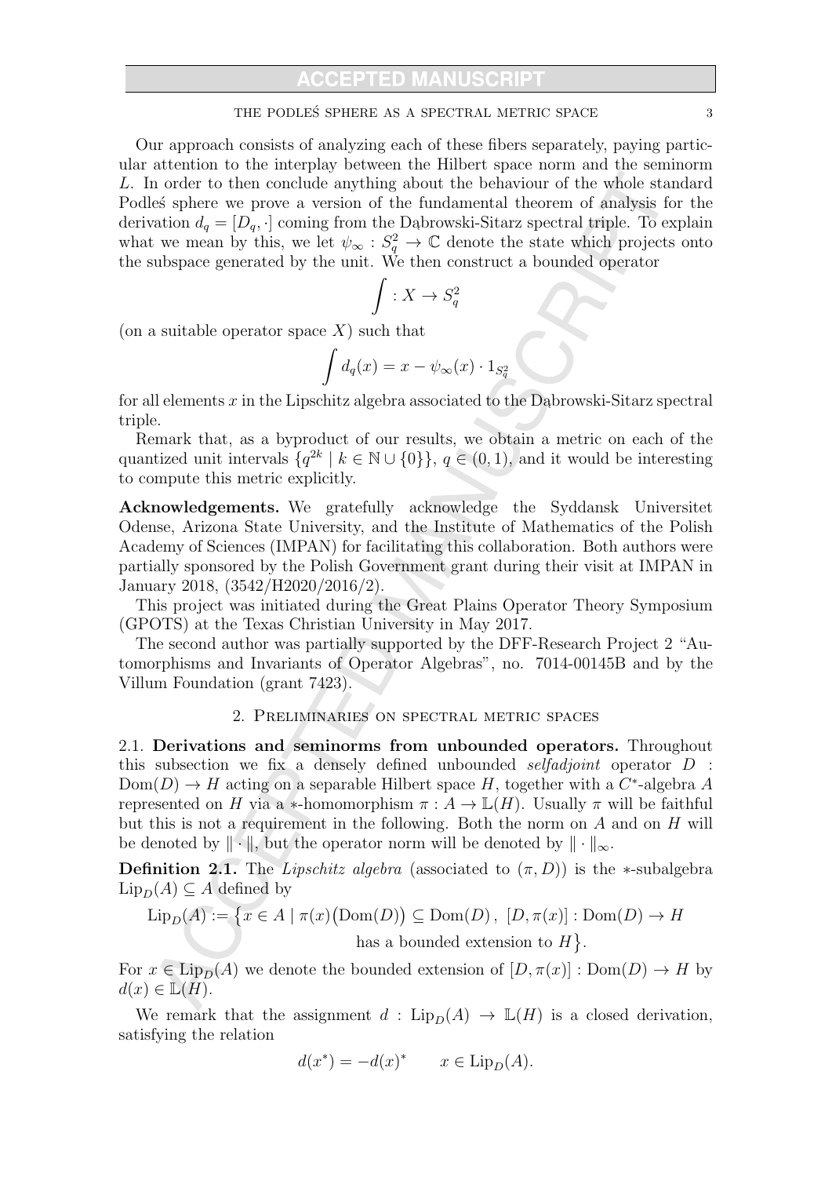Our approach consists of analyzing each of these fibers separately, paying particular attention to the interplay between the Hilbert space norm and the seminorm $L$. In order to then conclude anything about the behaviour of the whole standard Podleś sphere we prove a version of the fundamental theorem of analysis for the derivation $d_q = [D_q, \cdot]$ coming from the Dąbrowski-Sitarz spectral triple. To explain what we mean by this, we let $\psi_\infty : S_q^2 \to \mathbb{C}$ denote the state which projects onto the subspace generated by the unit. We then construct a bounded operator

$$\int : X \to S_q^2$$

(on a suitable operator space $X$) such that

$$\int d_q(x) = x - \psi_\infty(x) \cdot 1_{S_q^2}$$

for all elements $x$ in the Lipschitz algebra associated to the Dąbrowski-Sitarz spectral triple.

Remark that, as a byproduct of our results, we obtain a metric on each of the quantized unit intervals $\{q^{2k} \mid k \in \mathbb{N} \cup \{0\}\}$, $q \in (0,1)$, and it would be interesting to compute this metric explicitly.

**Acknowledgements.** We gratefully acknowledge the Syddansk Universitet Odense, Arizona State University, and the Institute of Mathematics of the Polish Academy of Sciences (IMPAN) for facilitating this collaboration. Both authors were partially sponsored by the Polish Government grant during their visit at IMPAN in January 2018, (3542/H2020/2016/2).

This project was initiated during the Great Plains Operator Theory Symposium (GPOTS) at the Texas Christian University in May 2017.

The second author was partially supported by the DFF-Research Project 2 "Automorphisms and Invariants of Operator Algebras", no. 7014-00145B and by the Villum Foundation (grant 7423).

## 2. Preliminaries on spectral metric spaces

2.1. **Derivations and seminorms from unbounded operators.** Throughout this subsection we fix a densely defined unbounded *selfadjoint* operator $D : \mathrm{Dom}(D) \to H$ acting on a separable Hilbert space $H$, together with a $C^*$-algebra $A$ represented on $H$ via a $*$-homomorphism $\pi : A \to \mathbb{L}(H)$. Usually $\pi$ will be faithful but this is not a requirement in the following. Both the norm on $A$ and on $H$ will be denoted by $\| \cdot \|$, but the operator norm will be denoted by $\| \cdot \|_\infty$.

**Definition 2.1.** The *Lipschitz algebra* (associated to $(\pi, D)$) is the $*$-subalgebra $\mathrm{Lip}_D(A) \subseteq A$ defined by

$$\mathrm{Lip}_D(A) := \big\{ x \in A \mid \pi(x)\big(\mathrm{Dom}(D)\big) \subseteq \mathrm{Dom}(D)\, ,\ [D, \pi(x)] : \mathrm{Dom}(D) \to H \text{ has a bounded extension to } H \big\}.$$

For $x \in \mathrm{Lip}_D(A)$ we denote the bounded extension of $[D, \pi(x)] : \mathrm{Dom}(D) \to H$ by $d(x) \in \mathbb{L}(H)$.

We remark that the assignment $d : \mathrm{Lip}_D(A) \to \mathbb{L}(H)$ is a closed derivation, satisfying the relation

$$d(x^*) = -d(x)^* \qquad x \in \mathrm{Lip}_D(A).$$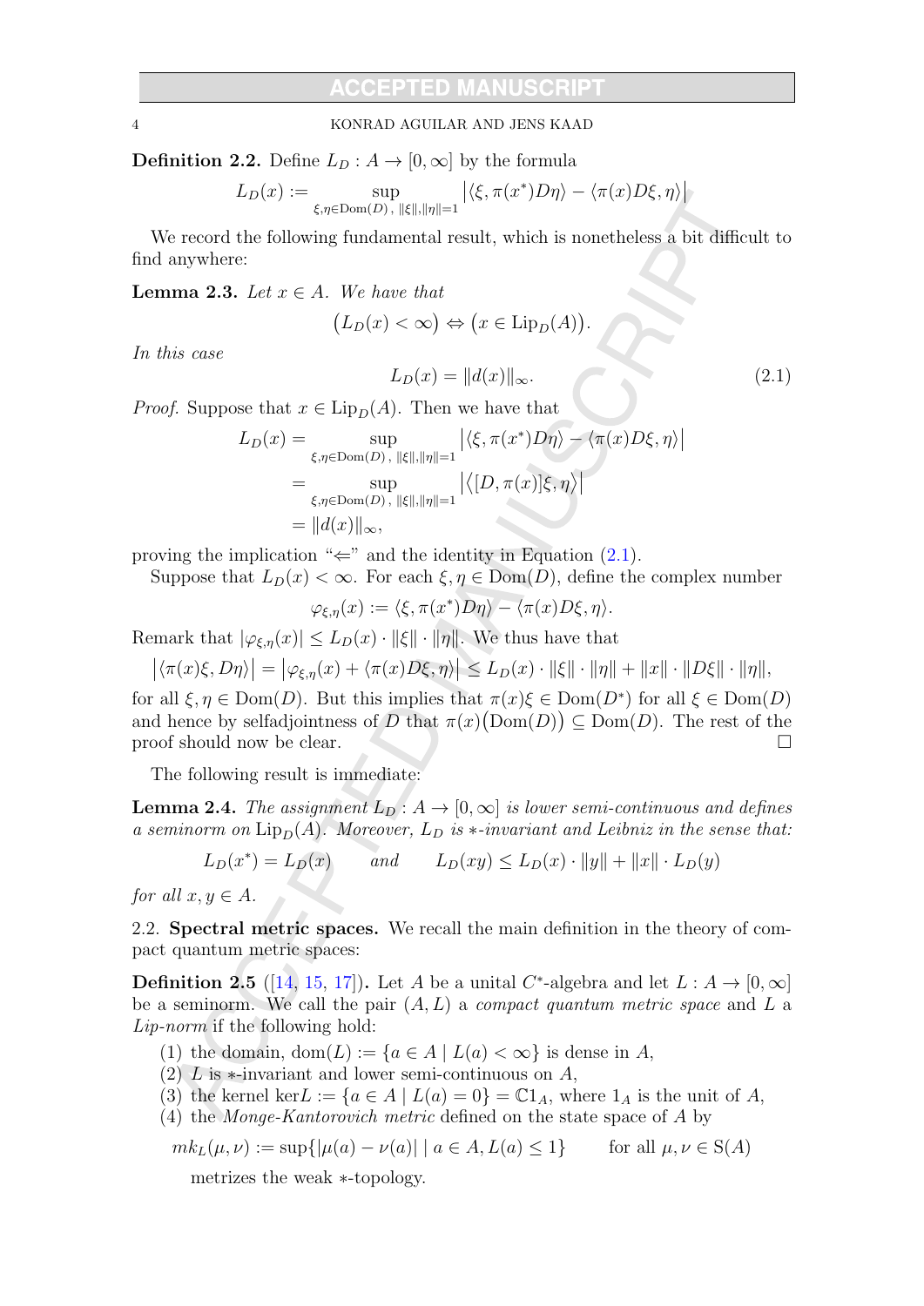**Definition 2.2.** Define $L_D : A \to [0, \infty]$ by the formula

$$L_D(x) := \sup_{\xi,\eta \in \mathrm{Dom}(D),\, \|\xi\|,\|\eta\|=1} \big| \langle \xi, \pi(x^*) D\eta \rangle - \langle \pi(x) D\xi, \eta \rangle \big|$$

We record the following fundamental result, which is nonetheless a bit difficult to find anywhere:

**Lemma 2.3.** *Let $x \in A$. We have that*

$$\big(L_D(x) < \infty\big) \Leftrightarrow \big(x \in \mathrm{Lip}_D(A)\big).$$

*In this case*

$$L_D(x) = \|d(x)\|_\infty. \tag{2.1}$$

*Proof.* Suppose that $x \in \mathrm{Lip}_D(A)$. Then we have that

$$\begin{aligned} L_D(x) &= \sup_{\xi,\eta \in \mathrm{Dom}(D),\, \|\xi\|,\|\eta\|=1} \big| \langle \xi, \pi(x^*) D\eta \rangle - \langle \pi(x) D\xi, \eta \rangle \big| \\ &= \sup_{\xi,\eta \in \mathrm{Dom}(D),\, \|\xi\|,\|\eta\|=1} \big| \big\langle [D, \pi(x)]\xi, \eta \big\rangle \big| \\ &= \|d(x)\|_\infty, \end{aligned}$$

proving the implication "$\Leftarrow$" and the identity in Equation (2.1).

Suppose that $L_D(x) < \infty$. For each $\xi, \eta \in \mathrm{Dom}(D)$, define the complex number

$$\varphi_{\xi,\eta}(x) := \langle \xi, \pi(x^*) D\eta \rangle - \langle \pi(x) D\xi, \eta \rangle.$$

Remark that $|\varphi_{\xi,\eta}(x)| \le L_D(x) \cdot \|\xi\| \cdot \|\eta\|$. We thus have that

$$\big| \langle \pi(x)\xi, D\eta \rangle \big| = \big| \varphi_{\xi,\eta}(x) + \langle \pi(x) D\xi, \eta \rangle \big| \le L_D(x) \cdot \|\xi\| \cdot \|\eta\| + \|x\| \cdot \|D\xi\| \cdot \|\eta\|,$$

for all $\xi, \eta \in \mathrm{Dom}(D)$. But this implies that $\pi(x)\xi \in \mathrm{Dom}(D^*)$ for all $\xi \in \mathrm{Dom}(D)$ and hence by selfadjointness of $D$ that $\pi(x)\big(\mathrm{Dom}(D)\big) \subseteq \mathrm{Dom}(D)$. The rest of the proof should now be clear. $\square$

The following result is immediate:

**Lemma 2.4.** *The assignment $L_D : A \to [0, \infty]$ is lower semi-continuous and defines a seminorm on $\mathrm{Lip}_D(A)$. Moreover, $L_D$ is $*$-invariant and Leibniz in the sense that:*

$$L_D(x^*) = L_D(x) \qquad \textit{and} \qquad L_D(xy) \le L_D(x) \cdot \|y\| + \|x\| \cdot L_D(y)$$

*for all $x, y \in A$.*

2.2. **Spectral metric spaces.** We recall the main definition in the theory of compact quantum metric spaces:

**Definition 2.5** ([14, 15, 17])**.** Let $A$ be a unital $C^*$-algebra and let $L : A \to [0, \infty]$ be a seminorm. We call the pair $(A, L)$ a *compact quantum metric space* and $L$ a *Lip-norm* if the following hold:

1. the domain, $\mathrm{dom}(L) := \{a \in A \mid L(a) < \infty\}$ is dense in $A$,
2. $L$ is $*$-invariant and lower semi-continuous on $A$,
3. the kernel $\ker L := \{a \in A \mid L(a) = 0\} = \mathbb{C}1_A$, where $1_A$ is the unit of $A$,
4. the *Monge-Kantorovich metric* defined on the state space of $A$ by

$$mk_L(\mu, \nu) := \sup\{|\mu(a) - \nu(a)| \mid a \in A, L(a) \le 1\} \qquad \text{for all } \mu, \nu \in \mathrm{S}(A)$$

   metrizes the weak $*$-topology.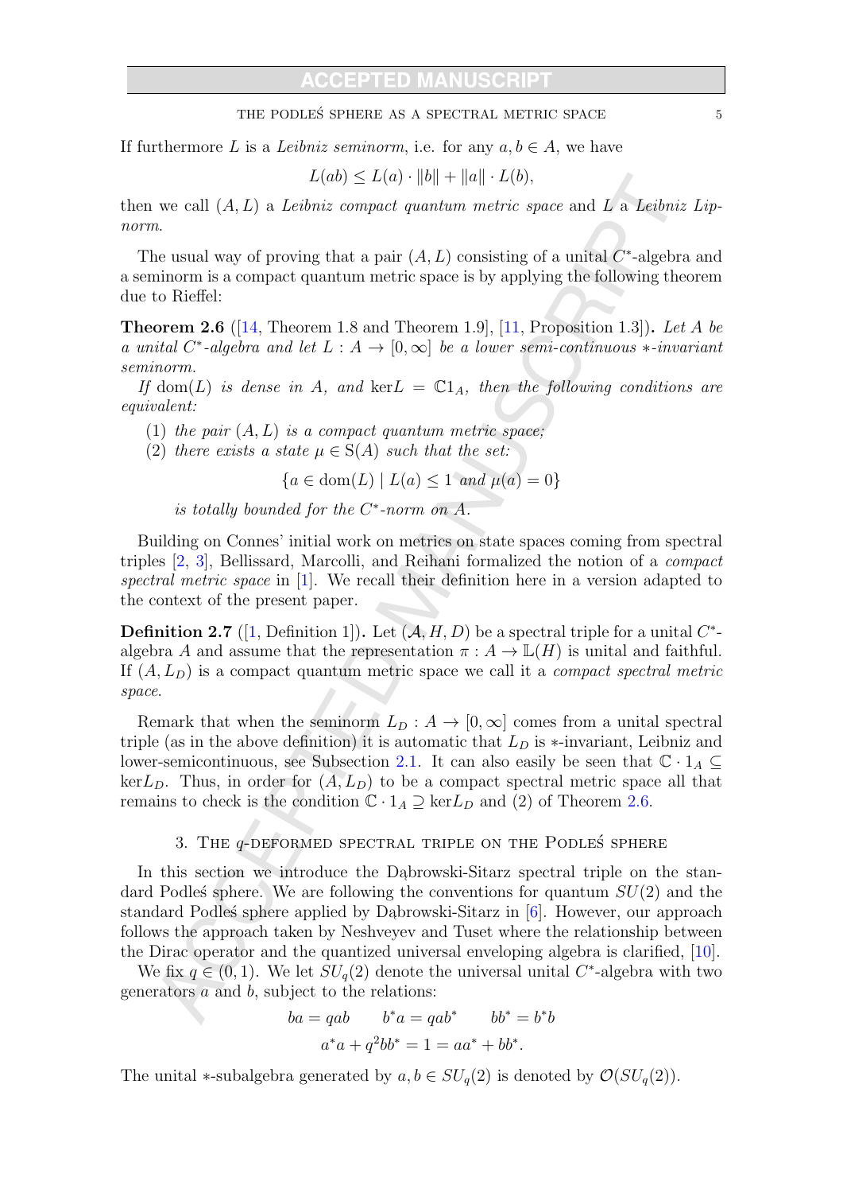If furthermore $L$ is a *Leibniz seminorm*, i.e. for any $a, b \in A$, we have

$$L(ab) \leq L(a) \cdot \|b\| + \|a\| \cdot L(b),$$

then we call $(A, L)$ a *Leibniz compact quantum metric space* and $L$ a *Leibniz Lipnorm*.

The usual way of proving that a pair $(A, L)$ consisting of a unital $C^*$-algebra and a seminorm is a compact quantum metric space is by applying the following theorem due to Rieffel:

**Theorem 2.6** ([14, Theorem 1.8 and Theorem 1.9], [11, Proposition 1.3])**.** *Let $A$ be a unital $C^*$-algebra and let $L : A \to [0, \infty]$ be a lower semi-continuous $*$-invariant seminorm.*

*If $\mathrm{dom}(L)$ is dense in $A$, and $\ker L = \mathbb{C}1_A$, then the following conditions are equivalent:*

1. *the pair $(A, L)$ is a compact quantum metric space;*
2. *there exists a state $\mu \in \mathrm{S}(A)$ such that the set:*
$$\{a \in \mathrm{dom}(L) \mid L(a) \leq 1 \text{ and } \mu(a) = 0\}$$
*is totally bounded for the $C^*$-norm on $A$.*

Building on Connes' initial work on metrics on state spaces coming from spectral triples [2, 3], Bellissard, Marcolli, and Reihani formalized the notion of a *compact spectral metric space* in [1]. We recall their definition here in a version adapted to the context of the present paper.

**Definition 2.7** ([1, Definition 1])**.** Let $(\mathcal{A}, H, D)$ be a spectral triple for a unital $C^*$-algebra $A$ and assume that the representation $\pi : A \to \mathbb{L}(H)$ is unital and faithful. If $(A, L_D)$ is a compact quantum metric space we call it a *compact spectral metric space*.

Remark that when the seminorm $L_D : A \to [0, \infty]$ comes from a unital spectral triple (as in the above definition) it is automatic that $L_D$ is $*$-invariant, Leibniz and lower-semicontinuous, see Subsection 2.1. It can also easily be seen that $\mathbb{C} \cdot 1_A \subseteq \ker L_D$. Thus, in order for $(A, L_D)$ to be a compact spectral metric space all that remains to check is the condition $\mathbb{C} \cdot 1_A \supseteq \ker L_D$ and (2) of Theorem 2.6.

## 3. The $q$-deformed spectral triple on the Podleś sphere

In this section we introduce the Dąbrowski-Sitarz spectral triple on the standard Podleś sphere. We are following the conventions for quantum $SU(2)$ and the standard Podleś sphere applied by Dąbrowski-Sitarz in [6]. However, our approach follows the approach taken by Neshveyev and Tuset where the relationship between the Dirac operator and the quantized universal enveloping algebra is clarified, [10].

We fix $q \in (0, 1)$. We let $SU_q(2)$ denote the universal unital $C^*$-algebra with two generators $a$ and $b$, subject to the relations:

$$ba = qab \qquad b^*a = qab^* \qquad bb^* = b^*b$$
$$a^*a + q^2bb^* = 1 = aa^* + bb^*.$$

The unital $*$-subalgebra generated by $a, b \in SU_q(2)$ is denoted by $\mathcal{O}(SU_q(2))$.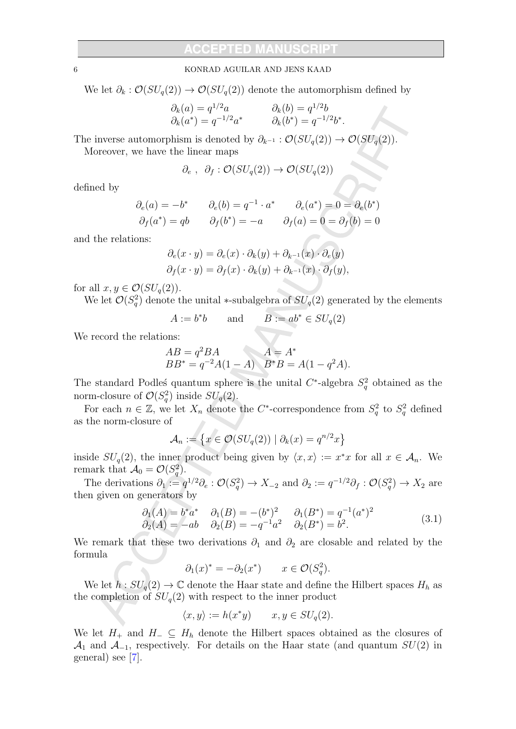We let $\partial_k : \mathcal{O}(SU_q(2)) \to \mathcal{O}(SU_q(2))$ denote the automorphism defined by

$$\begin{aligned} \partial_k(a) &= q^{1/2}a & \partial_k(b) &= q^{1/2}b \\ \partial_k(a^*) &= q^{-1/2}a^* & \partial_k(b^*) &= q^{-1/2}b^*. \end{aligned}$$

The inverse automorphism is denoted by $\partial_{k^{-1}} : \mathcal{O}(SU_q(2)) \to \mathcal{O}(SU_q(2))$.

Moreover, we have the linear maps

$$\partial_e \ , \ \ \partial_f : \mathcal{O}(SU_q(2)) \to \mathcal{O}(SU_q(2))$$

defined by

$$\begin{aligned} &\partial_e(a) = -b^* \qquad \partial_e(b) = q^{-1} \cdot a^* \qquad \partial_e(a^*) = 0 = \partial_e(b^*) \\ &\partial_f(a^*) = qb \qquad \partial_f(b^*) = -a \qquad \partial_f(a) = 0 = \partial_f(b) = 0 \end{aligned}$$

and the relations:

$$\begin{aligned} \partial_e(x \cdot y) &= \partial_e(x) \cdot \partial_k(y) + \partial_{k^{-1}}(x) \cdot \partial_e(y) \\ \partial_f(x \cdot y) &= \partial_f(x) \cdot \partial_k(y) + \partial_{k^{-1}}(x) \cdot \partial_f(y), \end{aligned}$$

for all $x, y \in \mathcal{O}(SU_q(2))$.

We let $\mathcal{O}(S_q^2)$ denote the unital $*$-subalgebra of $SU_q(2)$ generated by the elements

$$A := b^*b \qquad \text{and} \qquad B := ab^* \in SU_q(2)$$

We record the relations:

$$\begin{aligned} AB &= q^2 BA & A &= A^* \\ BB^* &= q^{-2}A(1-A) & B^*B &= A(1-q^2A). \end{aligned}$$

The standard Podleś quantum sphere is the unital $C^*$-algebra $S_q^2$ obtained as the norm-closure of $\mathcal{O}(S_q^2)$ inside $SU_q(2)$.

For each $n \in \mathbb{Z}$, we let $X_n$ denote the $C^*$-correspondence from $S_q^2$ to $S_q^2$ defined as the norm-closure of

$$\mathcal{A}_n := \left\{ x \in \mathcal{O}(SU_q(2)) \mid \partial_k(x) = q^{n/2}x \right\}$$

inside $SU_q(2)$, the inner product being given by $\langle x, x \rangle := x^*x$ for all $x \in \mathcal{A}_n$. We remark that $\mathcal{A}_0 = \mathcal{O}(S_q^2)$.

The derivations $\partial_1 := q^{1/2}\partial_e : \mathcal{O}(S_q^2) \to X_{-2}$ and $\partial_2 := q^{-1/2}\partial_f : \mathcal{O}(S_q^2) \to X_2$ are then given on generators by

$$\begin{aligned} \partial_1(A) &= b^*a^* & \partial_1(B) &= -(b^*)^2 & \partial_1(B^*) &= q^{-1}(a^*)^2 \\ \partial_2(A) &= -ab & \partial_2(B) &= -q^{-1}a^2 & \partial_2(B^*) &= b^2. \end{aligned} \tag{3.1}$$

We remark that these two derivations $\partial_1$ and $\partial_2$ are closable and related by the formula

$$\partial_1(x)^* = -\partial_2(x^*) \qquad x \in \mathcal{O}(S_q^2).$$

We let $h : SU_q(2) \to \mathbb{C}$ denote the Haar state and define the Hilbert spaces $H_h$ as the completion of $SU_q(2)$ with respect to the inner product

$$\langle x, y \rangle := h(x^*y) \qquad x, y \in SU_q(2).$$

We let $H_+$ and $H_- \subseteq H_h$ denote the Hilbert spaces obtained as the closures of $\mathcal{A}_1$ and $\mathcal{A}_{-1}$, respectively. For details on the Haar state (and quantum $SU(2)$ in general) see [7].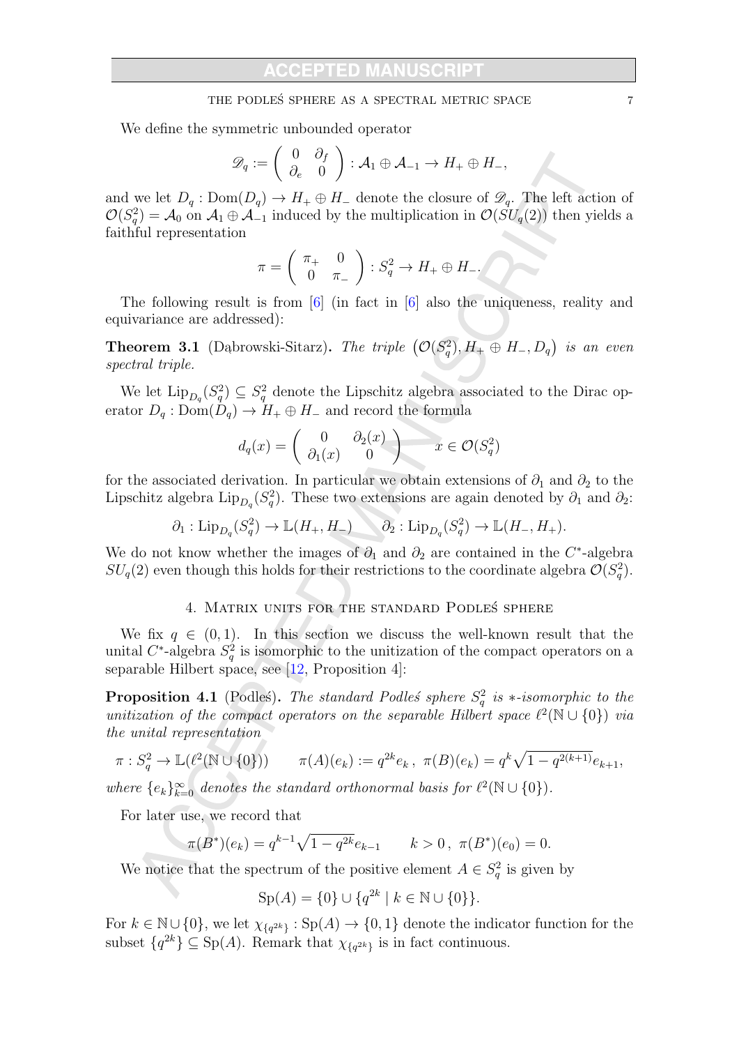We define the symmetric unbounded operator

$$\mathscr{D}_q := \begin{pmatrix} 0 & \partial_f \\ \partial_e & 0 \end{pmatrix} : \mathcal{A}_1 \oplus \mathcal{A}_{-1} \to H_+ \oplus H_-,$$

and we let $D_q : \mathrm{Dom}(D_q) \to H_+ \oplus H_-$ denote the closure of $\mathscr{D}_q$. The left action of $\mathcal{O}(S_q^2) = \mathcal{A}_0$ on $\mathcal{A}_1 \oplus \mathcal{A}_{-1}$ induced by the multiplication in $\mathcal{O}(SU_q(2))$ then yields a faithful representation

$$\pi = \begin{pmatrix} \pi_+ & 0 \\ 0 & \pi_- \end{pmatrix} : S_q^2 \to H_+ \oplus H_-.$$

The following result is from [6] (in fact in [6] also the uniqueness, reality and equivariance are addressed):

**Theorem 3.1** (Dąbrowski-Sitarz)**.** *The triple $\big(\mathcal{O}(S_q^2), H_+ \oplus H_-, D_q\big)$ is an even spectral triple.*

We let $\mathrm{Lip}_{D_q}(S_q^2) \subseteq S_q^2$ denote the Lipschitz algebra associated to the Dirac operator $D_q : \mathrm{Dom}(D_q) \to H_+ \oplus H_-$ and record the formula

$$d_q(x) = \begin{pmatrix} 0 & \partial_2(x) \\ \partial_1(x) & 0 \end{pmatrix} \qquad x \in \mathcal{O}(S_q^2)$$

for the associated derivation. In particular we obtain extensions of $\partial_1$ and $\partial_2$ to the Lipschitz algebra $\mathrm{Lip}_{D_q}(S_q^2)$. These two extensions are again denoted by $\partial_1$ and $\partial_2$:

$$\partial_1 : \mathrm{Lip}_{D_q}(S_q^2) \to \mathbb{L}(H_+, H_-) \qquad \partial_2 : \mathrm{Lip}_{D_q}(S_q^2) \to \mathbb{L}(H_-, H_+).$$

We do not know whether the images of $\partial_1$ and $\partial_2$ are contained in the $C^*$-algebra $SU_q(2)$ even though this holds for their restrictions to the coordinate algebra $\mathcal{O}(S_q^2)$.

## 4. Matrix units for the standard Podleś sphere

We fix $q \in (0,1)$. In this section we discuss the well-known result that the unital $C^*$-algebra $S_q^2$ is isomorphic to the unitization of the compact operators on a separable Hilbert space, see [12, Proposition 4]:

**Proposition 4.1** (Podleś)**.** *The standard Podleś sphere $S_q^2$ is $*$-isomorphic to the unitization of the compact operators on the separable Hilbert space $\ell^2(\mathbb{N} \cup \{0\})$ via the unital representation*

$$\pi : S_q^2 \to \mathbb{L}(\ell^2(\mathbb{N} \cup \{0\})) \qquad \pi(A)(e_k) := q^{2k} e_k\,,\ \pi(B)(e_k) = q^k \sqrt{1 - q^{2(k+1)}}\, e_{k+1},$$

*where $\{e_k\}_{k=0}^\infty$ denotes the standard orthonormal basis for $\ell^2(\mathbb{N} \cup \{0\})$.*

For later use, we record that

$$\pi(B^*)(e_k) = q^{k-1} \sqrt{1 - q^{2k}}\, e_{k-1} \qquad k > 0\,,\ \pi(B^*)(e_0) = 0.$$

We notice that the spectrum of the positive element $A \in S_q^2$ is given by

$$\mathrm{Sp}(A) = \{0\} \cup \{q^{2k} \mid k \in \mathbb{N} \cup \{0\}\}.$$

For $k \in \mathbb{N} \cup \{0\}$, we let $\chi_{\{q^{2k}\}} : \mathrm{Sp}(A) \to \{0,1\}$ denote the indicator function for the subset $\{q^{2k}\} \subseteq \mathrm{Sp}(A)$. Remark that $\chi_{\{q^{2k}\}}$ is in fact continuous.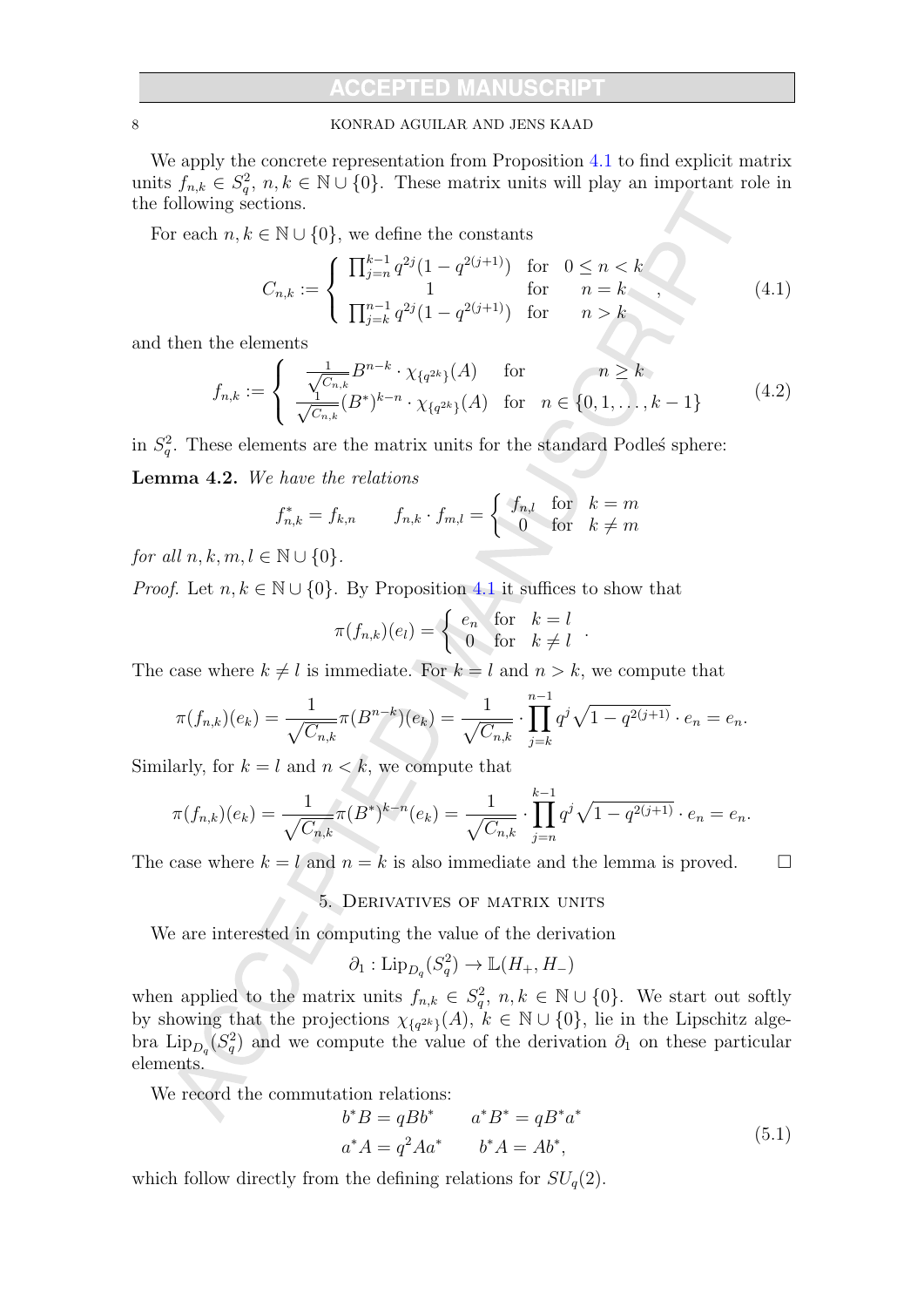We apply the concrete representation from Proposition 4.1 to find explicit matrix units $f_{n,k} \in S_q^2$, $n, k \in \mathbb{N} \cup \{0\}$. These matrix units will play an important role in the following sections.

For each $n, k \in \mathbb{N} \cup \{0\}$, we define the constants

$$C_{n,k} := \begin{cases} \prod_{j=n}^{k-1} q^{2j}(1 - q^{2(j+1)}) & \text{for} \quad 0 \leq n < k \\ 1 & \text{for} \quad n = k \\ \prod_{j=k}^{n-1} q^{2j}(1 - q^{2(j+1)}) & \text{for} \quad n > k \end{cases}, \tag{4.1}$$

and then the elements

$$f_{n,k} := \begin{cases} \frac{1}{\sqrt{C_{n,k}}} B^{n-k} \cdot \chi_{\{q^{2k}\}}(A) & \text{for} \quad n \geq k \\ \frac{1}{\sqrt{C_{n,k}}} (B^*)^{k-n} \cdot \chi_{\{q^{2k}\}}(A) & \text{for} \quad n \in \{0, 1, \ldots, k-1\} \end{cases} \tag{4.2}$$

in $S_q^2$. These elements are the matrix units for the standard Podleś sphere:

**Lemma 4.2.** *We have the relations*

$$f_{n,k}^* = f_{k,n} \qquad f_{n,k} \cdot f_{m,l} = \begin{cases} f_{n,l} & \text{for} \quad k = m \\ 0 & \text{for} \quad k \neq m \end{cases}$$

*for all* $n, k, m, l \in \mathbb{N} \cup \{0\}$.

*Proof.* Let $n, k \in \mathbb{N} \cup \{0\}$. By Proposition 4.1 it suffices to show that

$$\pi(f_{n,k})(e_l) = \begin{cases} e_n & \text{for} \quad k = l \\ 0 & \text{for} \quad k \neq l \end{cases}.$$

The case where $k \neq l$ is immediate. For $k = l$ and $n > k$, we compute that

$$\pi(f_{n,k})(e_k) = \frac{1}{\sqrt{C_{n,k}}} \pi(B^{n-k})(e_k) = \frac{1}{\sqrt{C_{n,k}}} \cdot \prod_{j=k}^{n-1} q^j \sqrt{1 - q^{2(j+1)}} \cdot e_n = e_n.$$

Similarly, for $k = l$ and $n < k$, we compute that

$$\pi(f_{n,k})(e_k) = \frac{1}{\sqrt{C_{n,k}}} \pi(B^*)^{k-n}(e_k) = \frac{1}{\sqrt{C_{n,k}}} \cdot \prod_{j=n}^{k-1} q^j \sqrt{1 - q^{2(j+1)}} \cdot e_n = e_n.$$

The case where $k = l$ and $n = k$ is also immediate and the lemma is proved. $\square$

## 5. Derivatives of matrix units

We are interested in computing the value of the derivation

$$\partial_1 : \mathrm{Lip}_{D_q}(S_q^2) \to \mathbb{L}(H_+, H_-)$$

when applied to the matrix units $f_{n,k} \in S_q^2$, $n, k \in \mathbb{N} \cup \{0\}$. We start out softly by showing that the projections $\chi_{\{q^{2k}\}}(A)$, $k \in \mathbb{N} \cup \{0\}$, lie in the Lipschitz algebra $\mathrm{Lip}_{D_q}(S_q^2)$ and we compute the value of the derivation $\partial_1$ on these particular elements.

We record the commutation relations:

$$\begin{aligned} b^* B &= q B b^* \qquad & a^* B^* &= q B^* a^* \\ a^* A &= q^2 A a^* \qquad & b^* A &= A b^*, \end{aligned} \tag{5.1}$$

which follow directly from the defining relations for $SU_q(2)$.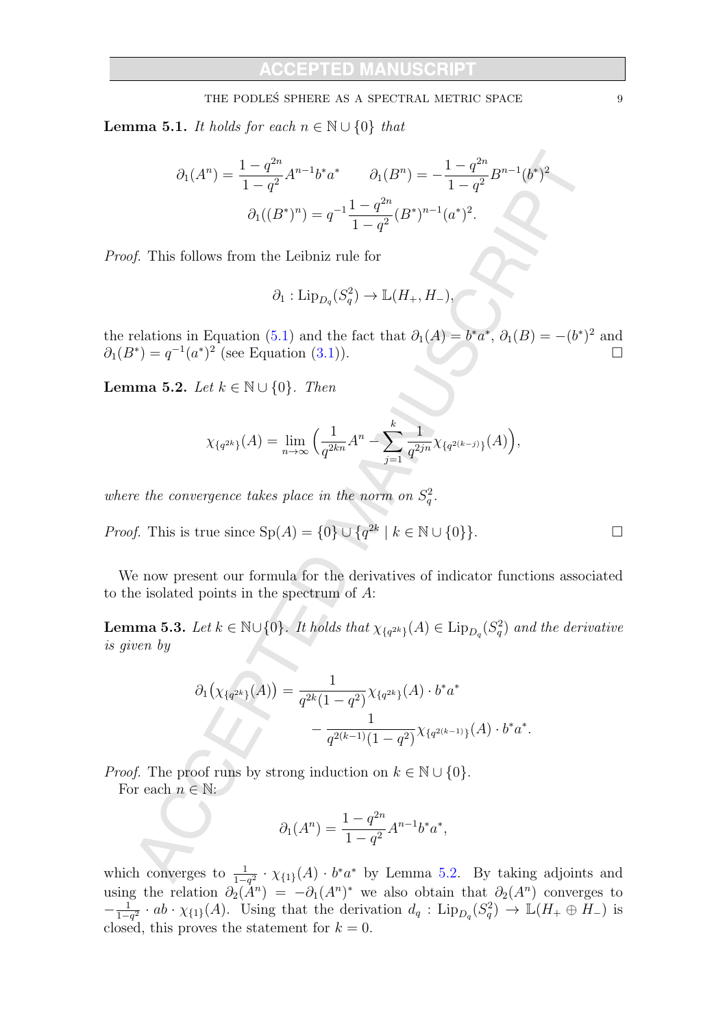**Lemma 5.1.** *It holds for each $n \in \mathbb{N} \cup \{0\}$ that*

$$\partial_1(A^n) = \frac{1-q^{2n}}{1-q^2} A^{n-1} b^* a^* \qquad \partial_1(B^n) = -\frac{1-q^{2n}}{1-q^2} B^{n-1} (b^*)^2$$
$$\partial_1((B^*)^n) = q^{-1} \frac{1-q^{2n}}{1-q^2} (B^*)^{n-1} (a^*)^2.$$

*Proof.* This follows from the Leibniz rule for

$$\partial_1 : \mathrm{Lip}_{D_q}(S_q^2) \to \mathbb{L}(H_+, H_-),$$

the relations in Equation (5.1) and the fact that $\partial_1(A) = b^* a^*$, $\partial_1(B) = -(b^*)^2$ and $\partial_1(B^*) = q^{-1}(a^*)^2$ (see Equation (3.1)). ☐

**Lemma 5.2.** *Let $k \in \mathbb{N} \cup \{0\}$. Then*

$$\chi_{\{q^{2k}\}}(A) = \lim_{n \to \infty} \Big( \frac{1}{q^{2kn}} A^n - \sum_{j=1}^{k} \frac{1}{q^{2jn}} \chi_{\{q^{2(k-j)}\}}(A) \Big),$$

*where the convergence takes place in the norm on $S_q^2$.*

*Proof.* This is true since $\mathrm{Sp}(A) = \{0\} \cup \{q^{2k} \mid k \in \mathbb{N} \cup \{0\}\}$. ☐

We now present our formula for the derivatives of indicator functions associated to the isolated points in the spectrum of $A$:

**Lemma 5.3.** *Let $k \in \mathbb{N} \cup \{0\}$. It holds that $\chi_{\{q^{2k}\}}(A) \in \mathrm{Lip}_{D_q}(S_q^2)$ and the derivative is given by*

$$\partial_1\big(\chi_{\{q^{2k}\}}(A)\big) = \frac{1}{q^{2k}(1-q^2)} \chi_{\{q^{2k}\}}(A) \cdot b^* a^* - \frac{1}{q^{2(k-1)}(1-q^2)} \chi_{\{q^{2(k-1)}\}}(A) \cdot b^* a^*.$$

*Proof.* The proof runs by strong induction on $k \in \mathbb{N} \cup \{0\}$.

For each $n \in \mathbb{N}$:

$$\partial_1(A^n) = \frac{1-q^{2n}}{1-q^2} A^{n-1} b^* a^*,$$

which converges to $\frac{1}{1-q^2} \cdot \chi_{\{1\}}(A) \cdot b^* a^*$ by Lemma 5.2. By taking adjoints and using the relation $\partial_2(A^n) = -\partial_1(A^n)^*$ we also obtain that $\partial_2(A^n)$ converges to $-\frac{1}{1-q^2} \cdot ab \cdot \chi_{\{1\}}(A)$. Using that the derivation $d_q : \mathrm{Lip}_{D_q}(S_q^2) \to \mathbb{L}(H_+ \oplus H_-)$ is closed, this proves the statement for $k = 0$.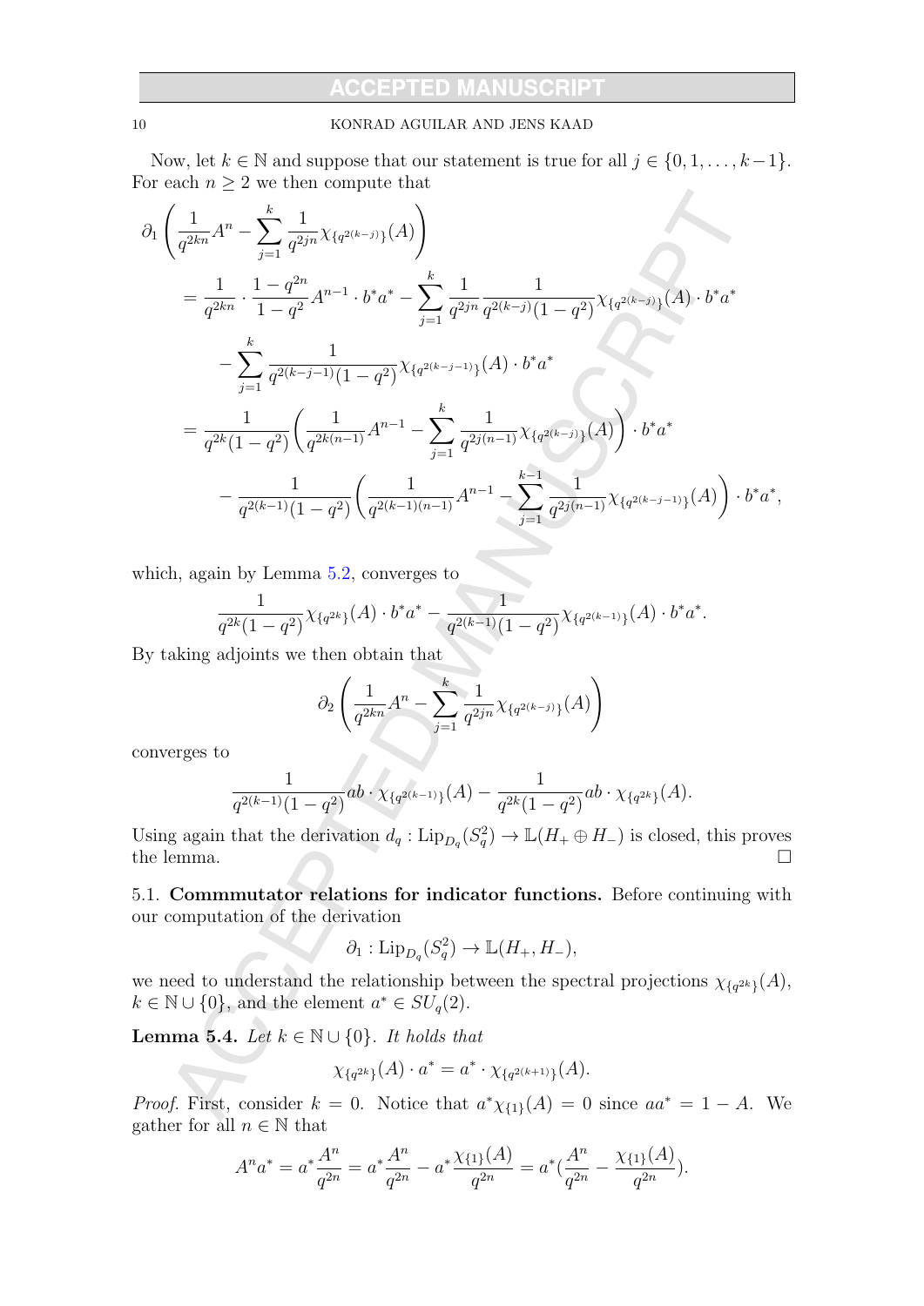Now, let $k \in \mathbb{N}$ and suppose that our statement is true for all $j \in \{0, 1, \ldots, k-1\}$. For each $n \geq 2$ we then compute that

$$
\begin{aligned}
&\partial_1 \left( \frac{1}{q^{2kn}} A^n - \sum_{j=1}^{k} \frac{1}{q^{2jn}} \chi_{\{q^{2(k-j)}\}}(A) \right) \\
&\quad = \frac{1}{q^{2kn}} \cdot \frac{1 - q^{2n}}{1 - q^2} A^{n-1} \cdot b^* a^* - \sum_{j=1}^{k} \frac{1}{q^{2jn}} \frac{1}{q^{2(k-j)}(1-q^2)} \chi_{\{q^{2(k-j)}\}}(A) \cdot b^* a^* \\
&\qquad - \sum_{j=1}^{k} \frac{1}{q^{2(k-j-1)}(1-q^2)} \chi_{\{q^{2(k-j-1)}\}}(A) \cdot b^* a^* \\
&\quad = \frac{1}{q^{2k}(1-q^2)} \left( \frac{1}{q^{2k(n-1)}} A^{n-1} - \sum_{j=1}^{k} \frac{1}{q^{2j(n-1)}} \chi_{\{q^{2(k-j)}\}}(A) \right) \cdot b^* a^* \\
&\qquad - \frac{1}{q^{2(k-1)}(1-q^2)} \left( \frac{1}{q^{2(k-1)(n-1)}} A^{n-1} - \sum_{j=1}^{k-1} \frac{1}{q^{2j(n-1)}} \chi_{\{q^{2(k-j-1)}\}}(A) \right) \cdot b^* a^*,
\end{aligned}
$$

which, again by Lemma 5.2, converges to

$$
\frac{1}{q^{2k}(1-q^2)} \chi_{\{q^{2k}\}}(A) \cdot b^* a^* - \frac{1}{q^{2(k-1)}(1-q^2)} \chi_{\{q^{2(k-1)}\}}(A) \cdot b^* a^*.
$$

By taking adjoints we then obtain that

$$
\partial_2 \left( \frac{1}{q^{2kn}} A^n - \sum_{j=1}^{k} \frac{1}{q^{2jn}} \chi_{\{q^{2(k-j)}\}}(A) \right)
$$

converges to

$$
\frac{1}{q^{2(k-1)}(1-q^2)} ab \cdot \chi_{\{q^{2(k-1)}\}}(A) - \frac{1}{q^{2k}(1-q^2)} ab \cdot \chi_{\{q^{2k}\}}(A).
$$

Using again that the derivation $d_q : \mathrm{Lip}_{D_q}(S_q^2) \to \mathbb{L}(H_+ \oplus H_-)$ is closed, this proves the lemma. $\square$

## 5.1. **Commmutator relations for indicator functions.**

Before continuing with our computation of the derivation

$$
\partial_1 : \mathrm{Lip}_{D_q}(S_q^2) \to \mathbb{L}(H_+, H_-),
$$

we need to understand the relationship between the spectral projections $\chi_{\{q^{2k}\}}(A)$, $k \in \mathbb{N} \cup \{0\}$, and the element $a^* \in SU_q(2)$.

**Lemma 5.4.** *Let $k \in \mathbb{N} \cup \{0\}$. It holds that*

$$
\chi_{\{q^{2k}\}}(A) \cdot a^* = a^* \cdot \chi_{\{q^{2(k+1)}\}}(A).
$$

*Proof.* First, consider $k = 0$. Notice that $a^* \chi_{\{1\}}(A) = 0$ since $aa^* = 1 - A$. We gather for all $n \in \mathbb{N}$ that

$$
A^n a^* = a^* \frac{A^n}{q^{2n}} = a^* \frac{A^n}{q^{2n}} - a^* \frac{\chi_{\{1\}}(A)}{q^{2n}} = a^* (\frac{A^n}{q^{2n}} - \frac{\chi_{\{1\}}(A)}{q^{2n}}).
$$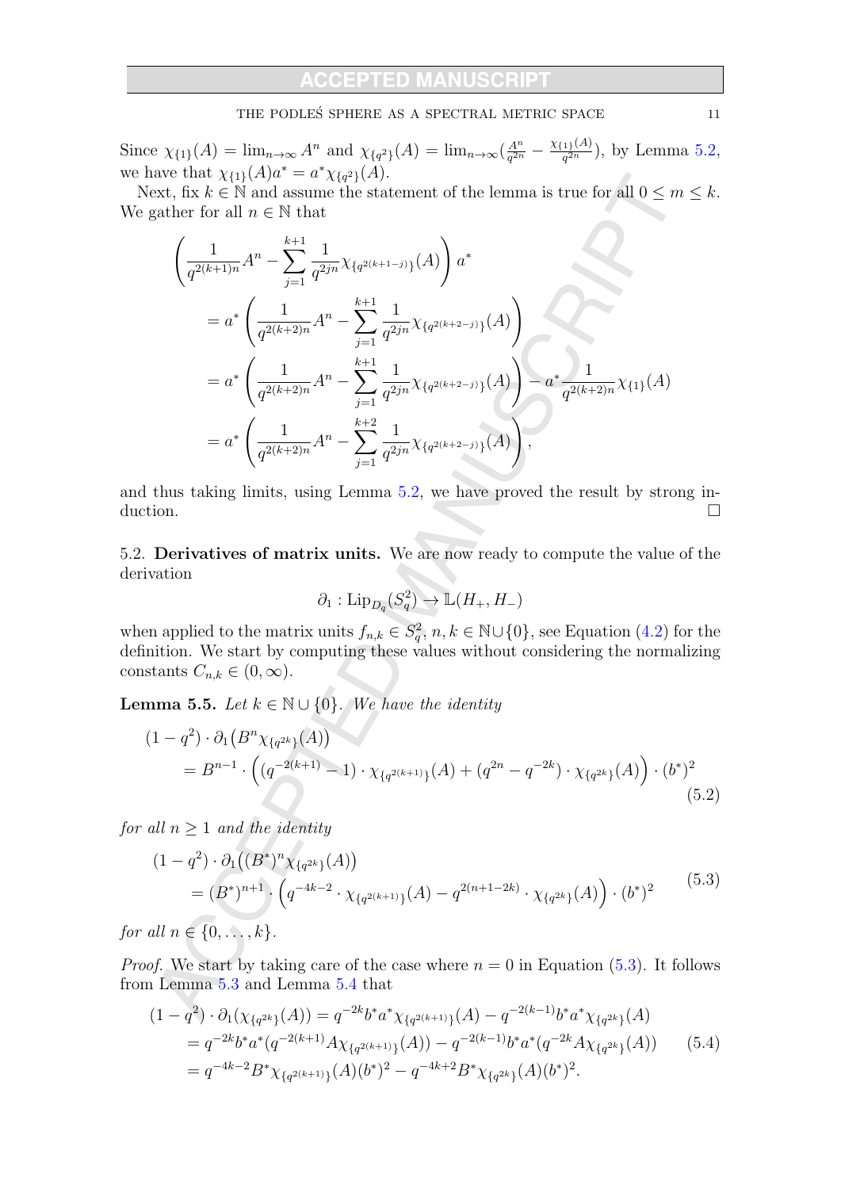Since $\chi_{\{1\}}(A) = \lim_{n\to\infty} A^n$ and $\chi_{\{q^2\}}(A) = \lim_{n\to\infty}(\frac{A^n}{q^{2n}} - \frac{\chi_{\{1\}}(A)}{q^{2n}})$, by Lemma 5.2, we have that $\chi_{\{1\}}(A)a^* = a^*\chi_{\{q^2\}}(A)$.

Next, fix $k \in \mathbb{N}$ and assume the statement of the lemma is true for all $0 \le m \le k$. We gather for all $n \in \mathbb{N}$ that

$$
\begin{aligned}
&\left(\frac{1}{q^{2(k+1)n}}A^n - \sum_{j=1}^{k+1} \frac{1}{q^{2jn}}\chi_{\{q^{2(k+1-j)}\}}(A)\right) a^* \\
&\quad = a^* \left(\frac{1}{q^{2(k+2)n}}A^n - \sum_{j=1}^{k+1} \frac{1}{q^{2jn}}\chi_{\{q^{2(k+2-j)}\}}(A)\right) \\
&\quad = a^* \left(\frac{1}{q^{2(k+2)n}}A^n - \sum_{j=1}^{k+1} \frac{1}{q^{2jn}}\chi_{\{q^{2(k+2-j)}\}}(A)\right) - a^*\frac{1}{q^{2(k+2)n}}\chi_{\{1\}}(A) \\
&\quad = a^* \left(\frac{1}{q^{2(k+2)n}}A^n - \sum_{j=1}^{k+2} \frac{1}{q^{2jn}}\chi_{\{q^{2(k+2-j)}\}}(A)\right),
\end{aligned}
$$

and thus taking limits, using Lemma 5.2, we have proved the result by strong induction. $\square$

## 5.2. **Derivatives of matrix units.**

We are now ready to compute the value of the derivation

$$
\partial_1 : \mathrm{Lip}_{D_q}(S_q^2) \to \mathbb{L}(H_+, H_-)
$$

when applied to the matrix units $f_{n,k} \in S_q^2$, $n, k \in \mathbb{N} \cup \{0\}$, see Equation (4.2) for the definition. We start by computing these values without considering the normalizing constants $C_{n,k} \in (0, \infty)$.

**Lemma 5.5.** *Let $k \in \mathbb{N} \cup \{0\}$. We have the identity*

$$
\begin{aligned}
&(1-q^2) \cdot \partial_1\big(B^n \chi_{\{q^{2k}\}}(A)\big) \\
&\quad = B^{n-1} \cdot \Big((q^{-2(k+1)} - 1) \cdot \chi_{\{q^{2(k+1)}\}}(A) + (q^{2n} - q^{-2k}) \cdot \chi_{\{q^{2k}\}}(A)\Big) \cdot (b^*)^2
\end{aligned}
\tag{5.2}
$$

*for all $n \ge 1$ and the identity*

$$
\begin{aligned}
&(1-q^2) \cdot \partial_1\big((B^*)^n \chi_{\{q^{2k}\}}(A)\big) \\
&\quad = (B^*)^{n+1} \cdot \Big(q^{-4k-2} \cdot \chi_{\{q^{2(k+1)}\}}(A) - q^{2(n+1-2k)} \cdot \chi_{\{q^{2k}\}}(A)\Big) \cdot (b^*)^2
\end{aligned}
\tag{5.3}
$$

*for all $n \in \{0, \ldots, k\}$.*

*Proof.* We start by taking care of the case where $n = 0$ in Equation (5.3). It follows from Lemma 5.3 and Lemma 5.4 that

$$
\begin{aligned}
(1-q^2) \cdot \partial_1(\chi_{\{q^{2k}\}}(A)) &= q^{-2k} b^* a^* \chi_{\{q^{2(k+1)}\}}(A) - q^{-2(k-1)} b^* a^* \chi_{\{q^{2k}\}}(A) \\
&= q^{-2k} b^* a^* (q^{-2(k+1)} A \chi_{\{q^{2(k+1)}\}}(A)) - q^{-2(k-1)} b^* a^* (q^{-2k} A \chi_{\{q^{2k}\}}(A)) \\
&= q^{-4k-2} B^* \chi_{\{q^{2(k+1)}\}}(A)(b^*)^2 - q^{-4k+2} B^* \chi_{\{q^{2k}\}}(A)(b^*)^2.
\end{aligned}
\tag{5.4}
$$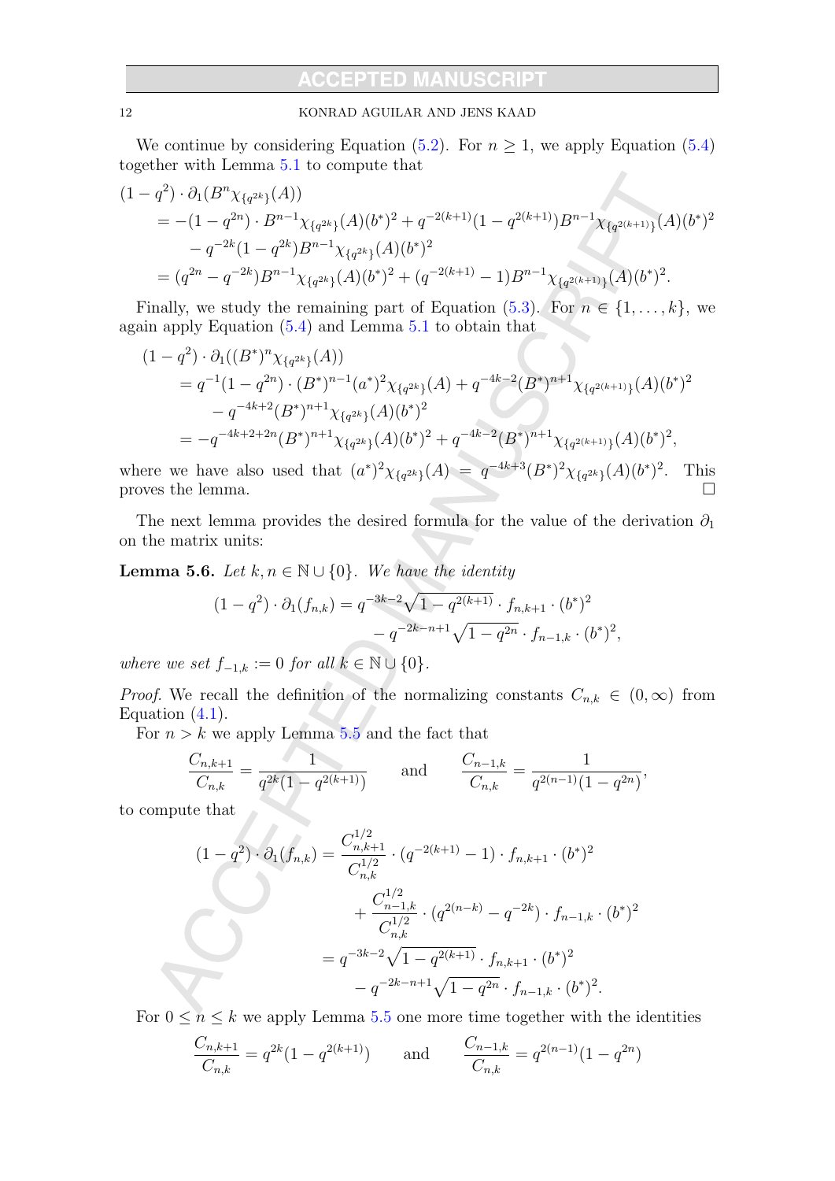We continue by considering Equation (5.2). For $n \geq 1$, we apply Equation (5.4) together with Lemma 5.1 to compute that

$$
\begin{aligned}
&(1-q^2) \cdot \partial_1(B^n \chi_{\{q^{2k}\}}(A)) \\
&\quad = -(1-q^{2n}) \cdot B^{n-1}\chi_{\{q^{2k}\}}(A)(b^*)^2 + q^{-2(k+1)}(1-q^{2(k+1)})B^{n-1}\chi_{\{q^{2(k+1)}\}}(A)(b^*)^2 \\
&\qquad - q^{-2k}(1-q^{2k})B^{n-1}\chi_{\{q^{2k}\}}(A)(b^*)^2 \\
&\quad = (q^{2n} - q^{-2k})B^{n-1}\chi_{\{q^{2k}\}}(A)(b^*)^2 + (q^{-2(k+1)} - 1)B^{n-1}\chi_{\{q^{2(k+1)}\}}(A)(b^*)^2.
\end{aligned}
$$

Finally, we study the remaining part of Equation (5.3). For $n \in \{1, \ldots, k\}$, we again apply Equation (5.4) and Lemma 5.1 to obtain that

$$
\begin{aligned}
&(1-q^2) \cdot \partial_1((B^*)^n \chi_{\{q^{2k}\}}(A)) \\
&\quad = q^{-1}(1-q^{2n}) \cdot (B^*)^{n-1}(a^*)^2\chi_{\{q^{2k}\}}(A) + q^{-4k-2}(B^*)^{n+1}\chi_{\{q^{2(k+1)}\}}(A)(b^*)^2 \\
&\qquad - q^{-4k+2}(B^*)^{n+1}\chi_{\{q^{2k}\}}(A)(b^*)^2 \\
&\quad = -q^{-4k+2+2n}(B^*)^{n+1}\chi_{\{q^{2k}\}}(A)(b^*)^2 + q^{-4k-2}(B^*)^{n+1}\chi_{\{q^{2(k+1)}\}}(A)(b^*)^2,
\end{aligned}
$$

where we have also used that $(a^*)^2\chi_{\{q^{2k}\}}(A) = q^{-4k+3}(B^*)^2\chi_{\{q^{2k}\}}(A)(b^*)^2$. This proves the lemma. $\square$

The next lemma provides the desired formula for the value of the derivation $\partial_1$ on the matrix units:

**Lemma 5.6.** *Let $k, n \in \mathbb{N} \cup \{0\}$. We have the identity*

$$
\begin{aligned}
(1-q^2) \cdot \partial_1(f_{n,k}) = q^{-3k-2}&\sqrt{1-q^{2(k+1)}} \cdot f_{n,k+1} \cdot (b^*)^2 \\
&- q^{-2k-n+1}\sqrt{1-q^{2n}} \cdot f_{n-1,k} \cdot (b^*)^2,
\end{aligned}
$$

*where we set $f_{-1,k} := 0$ for all $k \in \mathbb{N} \cup \{0\}$.*

*Proof.* We recall the definition of the normalizing constants $C_{n,k} \in (0, \infty)$ from Equation (4.1).

For $n > k$ we apply Lemma 5.5 and the fact that

$$
\frac{C_{n,k+1}}{C_{n,k}} = \frac{1}{q^{2k}(1-q^{2(k+1)})} \qquad \text{and} \qquad \frac{C_{n-1,k}}{C_{n,k}} = \frac{1}{q^{2(n-1)}(1-q^{2n})},
$$

to compute that

$$
\begin{aligned}
(1-q^2) \cdot \partial_1(f_{n,k}) &= \frac{C_{n,k+1}^{1/2}}{C_{n,k}^{1/2}} \cdot (q^{-2(k+1)} - 1) \cdot f_{n,k+1} \cdot (b^*)^2 \\
&\quad + \frac{C_{n-1,k}^{1/2}}{C_{n,k}^{1/2}} \cdot (q^{2(n-k)} - q^{-2k}) \cdot f_{n-1,k} \cdot (b^*)^2 \\
&= q^{-3k-2}\sqrt{1-q^{2(k+1)}} \cdot f_{n,k+1} \cdot (b^*)^2 \\
&\quad - q^{-2k-n+1}\sqrt{1-q^{2n}} \cdot f_{n-1,k} \cdot (b^*)^2.
\end{aligned}
$$

For $0 \leq n \leq k$ we apply Lemma 5.5 one more time together with the identities

$$
\frac{C_{n,k+1}}{C_{n,k}} = q^{2k}(1-q^{2(k+1)}) \qquad \text{and} \qquad \frac{C_{n-1,k}}{C_{n,k}} = q^{2(n-1)}(1-q^{2n})
$$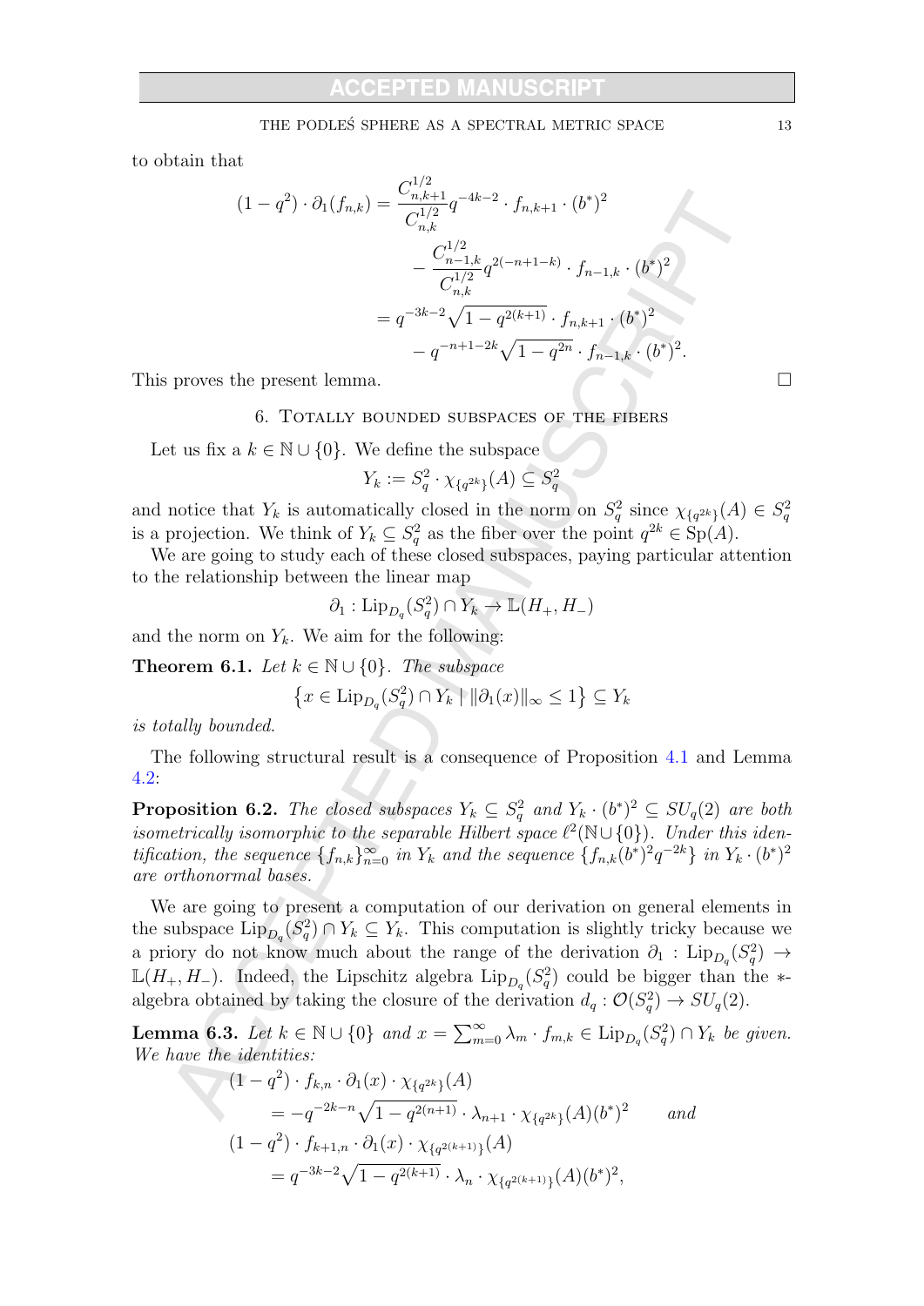to obtain that

$$
\begin{aligned}
(1-q^2)\cdot \partial_1(f_{n,k}) &= \frac{C_{n,k+1}^{1/2}}{C_{n,k}^{1/2}} q^{-4k-2}\cdot f_{n,k+1}\cdot (b^*)^2 \\
&\qquad - \frac{C_{n-1,k}^{1/2}}{C_{n,k}^{1/2}} q^{2(-n+1-k)}\cdot f_{n-1,k}\cdot (b^*)^2 \\
&= q^{-3k-2}\sqrt{1-q^{2(k+1)}}\cdot f_{n,k+1}\cdot (b^*)^2 \\
&\qquad - q^{-n+1-2k}\sqrt{1-q^{2n}}\cdot f_{n-1,k}\cdot (b^*)^2.
\end{aligned}
$$

This proves the present lemma. □

## 6. Totally bounded subspaces of the fibers

Let us fix a $k \in \mathbb{N}\cup\{0\}$. We define the subspace

$$
Y_k := S_q^2 \cdot \chi_{\{q^{2k}\}}(A) \subseteq S_q^2
$$

and notice that $Y_k$ is automatically closed in the norm on $S_q^2$ since $\chi_{\{q^{2k}\}}(A) \in S_q^2$ is a projection. We think of $Y_k \subseteq S_q^2$ as the fiber over the point $q^{2k} \in \mathrm{Sp}(A)$.

We are going to study each of these closed subspaces, paying particular attention to the relationship between the linear map

$$
\partial_1 : \mathrm{Lip}_{D_q}(S_q^2)\cap Y_k \to \mathbb{L}(H_+, H_-)
$$

and the norm on $Y_k$. We aim for the following:

**Theorem 6.1.** *Let $k \in \mathbb{N}\cup\{0\}$. The subspace*

$$
\left\{ x \in \mathrm{Lip}_{D_q}(S_q^2)\cap Y_k \mid \|\partial_1(x)\|_\infty \leq 1 \right\} \subseteq Y_k
$$

*is totally bounded.*

The following structural result is a consequence of Proposition 4.1 and Lemma 4.2:

**Proposition 6.2.** *The closed subspaces $Y_k \subseteq S_q^2$ and $Y_k\cdot (b^*)^2 \subseteq SU_q(2)$ are both isometrically isomorphic to the separable Hilbert space $\ell^2(\mathbb{N}\cup\{0\})$. Under this identification, the sequence $\{f_{n,k}\}_{n=0}^\infty$ in $Y_k$ and the sequence $\{f_{n,k}(b^*)^2 q^{-2k}\}$ in $Y_k\cdot(b^*)^2$ are orthonormal bases.*

We are going to present a computation of our derivation on general elements in the subspace $\mathrm{Lip}_{D_q}(S_q^2)\cap Y_k \subseteq Y_k$. This computation is slightly tricky because we a priory do not know much about the range of the derivation $\partial_1 : \mathrm{Lip}_{D_q}(S_q^2) \to \mathbb{L}(H_+, H_-)$. Indeed, the Lipschitz algebra $\mathrm{Lip}_{D_q}(S_q^2)$ could be bigger than the $*$-algebra obtained by taking the closure of the derivation $d_q : \mathcal{O}(S_q^2) \to SU_q(2)$.

**Lemma 6.3.** *Let $k \in \mathbb{N}\cup\{0\}$ and $x = \sum_{m=0}^\infty \lambda_m \cdot f_{m,k} \in \mathrm{Lip}_{D_q}(S_q^2)\cap Y_k$ be given. We have the identities:*

$$
\begin{aligned}
&(1-q^2)\cdot f_{k,n}\cdot \partial_1(x)\cdot \chi_{\{q^{2k}\}}(A) \\
&\qquad = -q^{-2k-n}\sqrt{1-q^{2(n+1)}}\cdot \lambda_{n+1}\cdot \chi_{\{q^{2k}\}}(A)(b^*)^2 \qquad \text{and} \\
&(1-q^2)\cdot f_{k+1,n}\cdot \partial_1(x)\cdot \chi_{\{q^{2(k+1)}\}}(A) \\
&\qquad = q^{-3k-2}\sqrt{1-q^{2(k+1)}}\cdot \lambda_n \cdot \chi_{\{q^{2(k+1)}\}}(A)(b^*)^2,
\end{aligned}
$$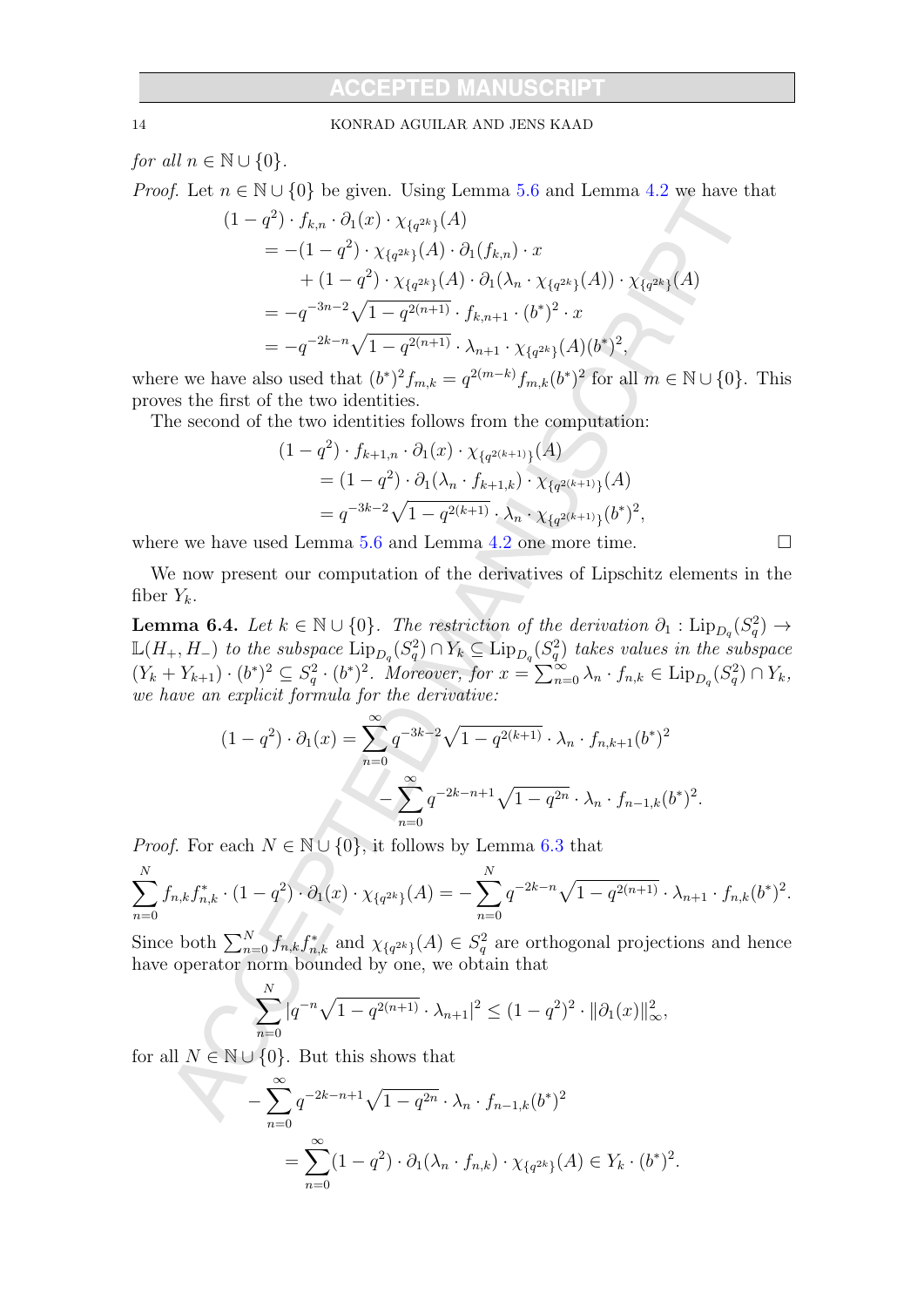for all $n \in \mathbb{N} \cup \{0\}$.

*Proof.* Let $n \in \mathbb{N} \cup \{0\}$ be given. Using Lemma 5.6 and Lemma 4.2 we have that

$$
\begin{aligned}
&(1-q^2) \cdot f_{k,n} \cdot \partial_1(x) \cdot \chi_{\{q^{2k}\}}(A) \\
&= -(1-q^2) \cdot \chi_{\{q^{2k}\}}(A) \cdot \partial_1(f_{k,n}) \cdot x \\
&\quad + (1-q^2) \cdot \chi_{\{q^{2k}\}}(A) \cdot \partial_1(\lambda_n \cdot \chi_{\{q^{2k}\}}(A)) \cdot \chi_{\{q^{2k}\}}(A) \\
&= -q^{-3n-2}\sqrt{1-q^{2(n+1)}} \cdot f_{k,n+1} \cdot (b^*)^2 \cdot x \\
&= -q^{-2k-n}\sqrt{1-q^{2(n+1)}} \cdot \lambda_{n+1} \cdot \chi_{\{q^{2k}\}}(A)(b^*)^2,
\end{aligned}
$$

where we have also used that $(b^*)^2 f_{m,k} = q^{2(m-k)} f_{m,k}(b^*)^2$ for all $m \in \mathbb{N} \cup \{0\}$. This proves the first of the two identities.

The second of the two identities follows from the computation:

$$
\begin{aligned}
&(1-q^2) \cdot f_{k+1,n} \cdot \partial_1(x) \cdot \chi_{\{q^{2(k+1)}\}}(A) \\
&= (1-q^2) \cdot \partial_1(\lambda_n \cdot f_{k+1,k}) \cdot \chi_{\{q^{2(k+1)}\}}(A) \\
&= q^{-3k-2}\sqrt{1-q^{2(k+1)}} \cdot \lambda_n \cdot \chi_{\{q^{2(k+1)}\}}(b^*)^2,
\end{aligned}
$$

where we have used Lemma 5.6 and Lemma 4.2 one more time. $\square$

We now present our computation of the derivatives of Lipschitz elements in the fiber $Y_k$.

**Lemma 6.4.** *Let $k \in \mathbb{N} \cup \{0\}$. The restriction of the derivation $\partial_1 : \mathrm{Lip}_{D_q}(S_q^2) \to \mathbb{L}(H_+, H_-)$ to the subspace $\mathrm{Lip}_{D_q}(S_q^2) \cap Y_k \subseteq \mathrm{Lip}_{D_q}(S_q^2)$ takes values in the subspace $(Y_k + Y_{k+1}) \cdot (b^*)^2 \subseteq S_q^2 \cdot (b^*)^2$. Moreover, for $x = \sum_{n=0}^\infty \lambda_n \cdot f_{n,k} \in \mathrm{Lip}_{D_q}(S_q^2) \cap Y_k$, we have an explicit formula for the derivative:*

$$
\begin{aligned}
(1-q^2) \cdot \partial_1(x) = &\sum_{n=0}^\infty q^{-3k-2}\sqrt{1-q^{2(k+1)}} \cdot \lambda_n \cdot f_{n,k+1}(b^*)^2 \\
&- \sum_{n=0}^\infty q^{-2k-n+1}\sqrt{1-q^{2n}} \cdot \lambda_n \cdot f_{n-1,k}(b^*)^2.
\end{aligned}
$$

*Proof.* For each $N \in \mathbb{N} \cup \{0\}$, it follows by Lemma 6.3 that

$$
\sum_{n=0}^N f_{n,k} f_{n,k}^* \cdot (1-q^2) \cdot \partial_1(x) \cdot \chi_{\{q^{2k}\}}(A) = -\sum_{n=0}^N q^{-2k-n}\sqrt{1-q^{2(n+1)}} \cdot \lambda_{n+1} \cdot f_{n,k}(b^*)^2.
$$

Since both $\sum_{n=0}^N f_{n,k} f_{n,k}^*$ and $\chi_{\{q^{2k}\}}(A) \in S_q^2$ are orthogonal projections and hence have operator norm bounded by one, we obtain that

$$
\sum_{n=0}^N |q^{-n}\sqrt{1-q^{2(n+1)}} \cdot \lambda_{n+1}|^2 \leq (1-q^2)^2 \cdot \|\partial_1(x)\|_\infty^2,
$$

for all $N \in \mathbb{N} \cup \{0\}$. But this shows that

$$
\begin{aligned}
&-\sum_{n=0}^\infty q^{-2k-n+1}\sqrt{1-q^{2n}} \cdot \lambda_n \cdot f_{n-1,k}(b^*)^2 \\
&\qquad = \sum_{n=0}^\infty (1-q^2) \cdot \partial_1(\lambda_n \cdot f_{n,k}) \cdot \chi_{\{q^{2k}\}}(A) \in Y_k \cdot (b^*)^2.
\end{aligned}
$$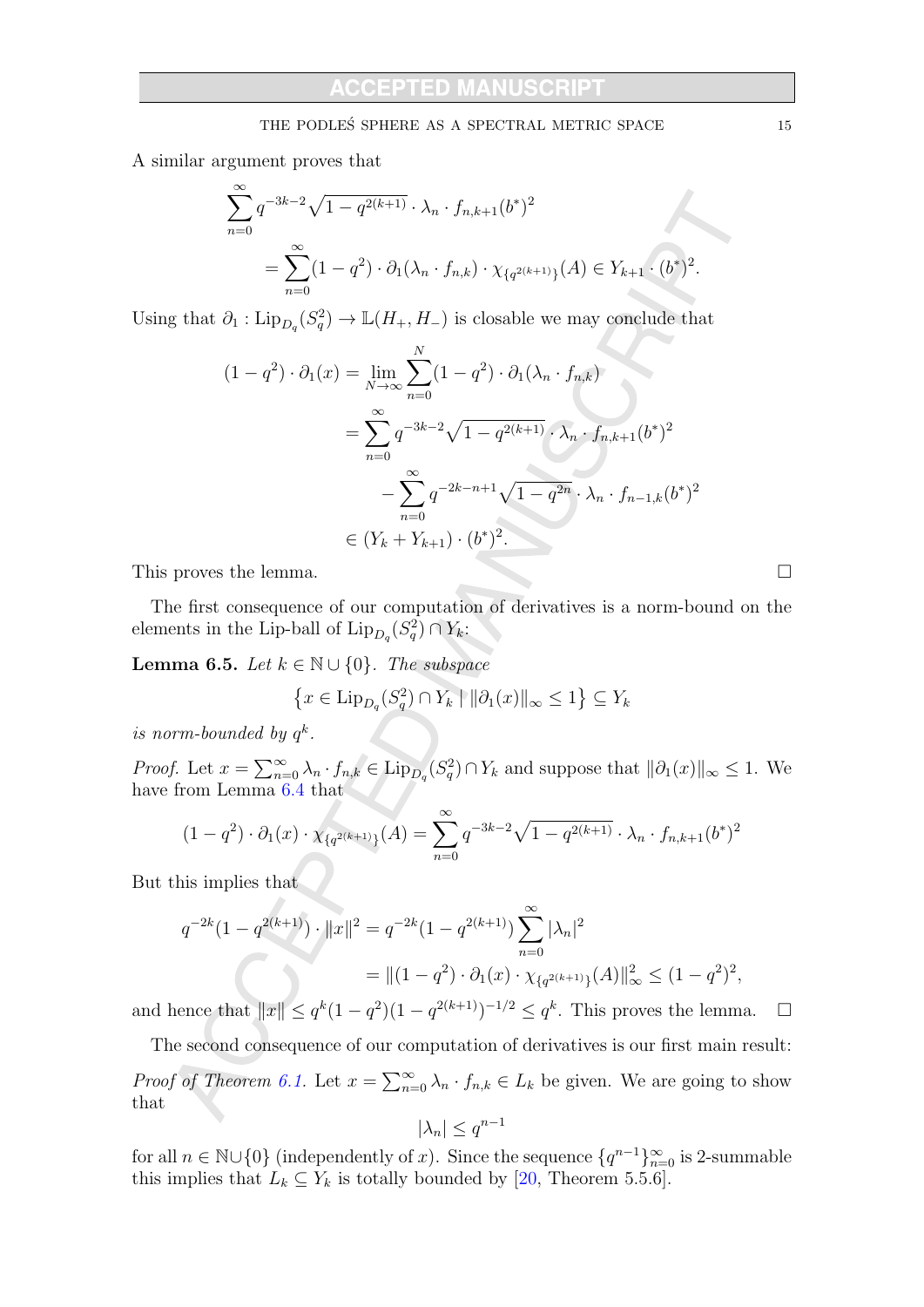A similar argument proves that

$$\begin{aligned}
&\sum_{n=0}^{\infty} q^{-3k-2}\sqrt{1-q^{2(k+1)}} \cdot \lambda_n \cdot f_{n,k+1}(b^*)^2 \\
&\qquad = \sum_{n=0}^{\infty} (1-q^2) \cdot \partial_1(\lambda_n \cdot f_{n,k}) \cdot \chi_{\{q^{2(k+1)}\}}(A) \in Y_{k+1} \cdot (b^*)^2.
\end{aligned}$$

Using that $\partial_1 : \mathrm{Lip}_{D_q}(S_q^2) \to \mathbb{L}(H_+, H_-)$ is closable we may conclude that

$$\begin{aligned}
(1-q^2) \cdot \partial_1(x) &= \lim_{N\to\infty} \sum_{n=0}^{N} (1-q^2) \cdot \partial_1(\lambda_n \cdot f_{n,k}) \\
&= \sum_{n=0}^{\infty} q^{-3k-2}\sqrt{1-q^{2(k+1)}} \cdot \lambda_n \cdot f_{n,k+1}(b^*)^2 \\
&\qquad - \sum_{n=0}^{\infty} q^{-2k-n+1}\sqrt{1-q^{2n}} \cdot \lambda_n \cdot f_{n-1,k}(b^*)^2 \\
&\in (Y_k + Y_{k+1}) \cdot (b^*)^2.
\end{aligned}$$

This proves the lemma. □

The first consequence of our computation of derivatives is a norm-bound on the elements in the Lip-ball of $\mathrm{Lip}_{D_q}(S_q^2) \cap Y_k$:

**Lemma 6.5.** *Let $k \in \mathbb{N} \cup \{0\}$. The subspace*

$$\{x \in \mathrm{Lip}_{D_q}(S_q^2) \cap Y_k \mid \|\partial_1(x)\|_\infty \leq 1\} \subseteq Y_k$$

*is norm-bounded by $q^k$.*

*Proof.* Let $x = \sum_{n=0}^\infty \lambda_n \cdot f_{n,k} \in \mathrm{Lip}_{D_q}(S_q^2) \cap Y_k$ and suppose that $\|\partial_1(x)\|_\infty \leq 1$. We have from Lemma 6.4 that

$$(1-q^2) \cdot \partial_1(x) \cdot \chi_{\{q^{2(k+1)}\}}(A) = \sum_{n=0}^{\infty} q^{-3k-2}\sqrt{1-q^{2(k+1)}} \cdot \lambda_n \cdot f_{n,k+1}(b^*)^2$$

But this implies that

$$\begin{aligned}
q^{-2k}(1-q^{2(k+1)}) \cdot \|x\|^2 &= q^{-2k}(1-q^{2(k+1)}) \sum_{n=0}^{\infty} |\lambda_n|^2 \\
&= \|(1-q^2) \cdot \partial_1(x) \cdot \chi_{\{q^{2(k+1)}\}}(A)\|_\infty^2 \leq (1-q^2)^2,
\end{aligned}$$

and hence that $\|x\| \leq q^k(1-q^2)(1-q^{2(k+1)})^{-1/2} \leq q^k$. This proves the lemma. □

The second consequence of our computation of derivatives is our first main result:

*Proof of Theorem 6.1.* Let $x = \sum_{n=0}^\infty \lambda_n \cdot f_{n,k} \in L_k$ be given. We are going to show that

$$|\lambda_n| \leq q^{n-1}$$

for all $n \in \mathbb{N} \cup \{0\}$ (independently of $x$). Since the sequence $\{q^{n-1}\}_{n=0}^\infty$ is 2-summable this implies that $L_k \subseteq Y_k$ is totally bounded by [20, Theorem 5.5.6].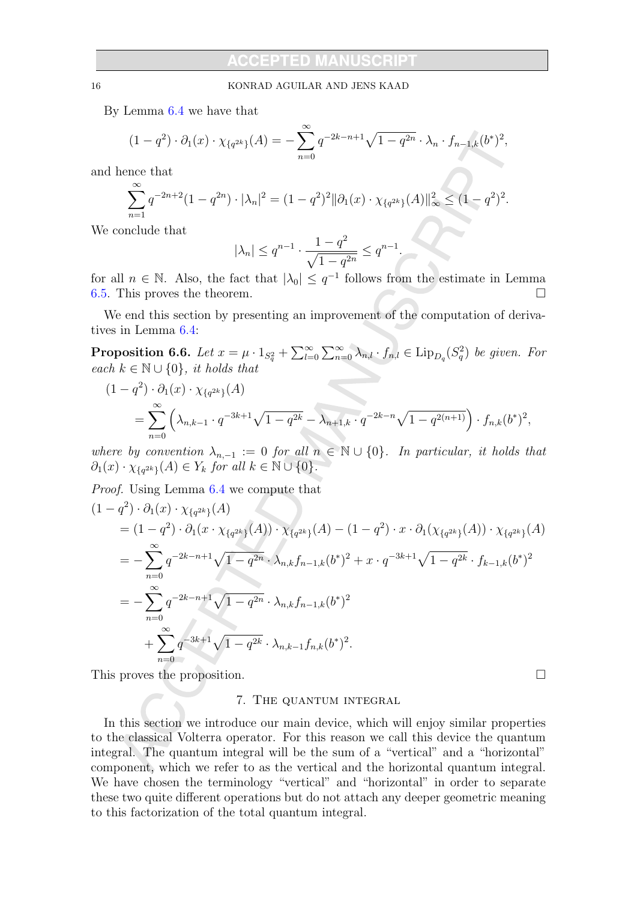By Lemma 6.4 we have that

$$(1-q^2) \cdot \partial_1(x) \cdot \chi_{\{q^{2k}\}}(A) = -\sum_{n=0}^{\infty} q^{-2k-n+1}\sqrt{1-q^{2n}} \cdot \lambda_n \cdot f_{n-1,k}(b^*)^2,$$

and hence that

$$\sum_{n=1}^{\infty} q^{-2n+2}(1-q^{2n}) \cdot |\lambda_n|^2 = (1-q^2)^2 \|\partial_1(x) \cdot \chi_{\{q^{2k}\}}(A)\|_\infty^2 \leq (1-q^2)^2.$$

We conclude that

$$|\lambda_n| \leq q^{n-1} \cdot \frac{1-q^2}{\sqrt{1-q^{2n}}} \leq q^{n-1}.$$

for all $n \in \mathbb{N}$. Also, the fact that $|\lambda_0| \leq q^{-1}$ follows from the estimate in Lemma 6.5. This proves the theorem. $\square$

We end this section by presenting an improvement of the computation of derivatives in Lemma 6.4:

**Proposition 6.6.** *Let $x = \mu \cdot 1_{S_q^2} + \sum_{l=0}^{\infty}\sum_{n=0}^{\infty} \lambda_{n,l} \cdot f_{n,l} \in \mathrm{Lip}_{D_q}(S_q^2)$ be given. For each $k \in \mathbb{N} \cup \{0\}$, it holds that*

$$\begin{aligned}
&(1-q^2) \cdot \partial_1(x) \cdot \chi_{\{q^{2k}\}}(A) \\
&\quad = \sum_{n=0}^{\infty} \Big( \lambda_{n,k-1} \cdot q^{-3k+1}\sqrt{1-q^{2k}} - \lambda_{n+1,k} \cdot q^{-2k-n}\sqrt{1-q^{2(n+1)}} \Big) \cdot f_{n,k}(b^*)^2,
\end{aligned}$$

*where by convention $\lambda_{n,-1} := 0$ for all $n \in \mathbb{N} \cup \{0\}$. In particular, it holds that $\partial_1(x) \cdot \chi_{\{q^{2k}\}}(A) \in Y_k$ for all $k \in \mathbb{N} \cup \{0\}$.*

*Proof.* Using Lemma 6.4 we compute that

$$\begin{aligned}
&(1-q^2) \cdot \partial_1(x) \cdot \chi_{\{q^{2k}\}}(A) \\
&\quad = (1-q^2) \cdot \partial_1(x \cdot \chi_{\{q^{2k}\}}(A)) \cdot \chi_{\{q^{2k}\}}(A) - (1-q^2) \cdot x \cdot \partial_1(\chi_{\{q^{2k}\}}(A)) \cdot \chi_{\{q^{2k}\}}(A) \\
&\quad = -\sum_{n=0}^{\infty} q^{-2k-n+1}\sqrt{1-q^{2n}} \cdot \lambda_{n,k} f_{n-1,k}(b^*)^2 + x \cdot q^{-3k+1}\sqrt{1-q^{2k}} \cdot f_{k-1,k}(b^*)^2 \\
&\quad = -\sum_{n=0}^{\infty} q^{-2k-n+1}\sqrt{1-q^{2n}} \cdot \lambda_{n,k} f_{n-1,k}(b^*)^2 \\
&\qquad + \sum_{n=0}^{\infty} q^{-3k+1}\sqrt{1-q^{2k}} \cdot \lambda_{n,k-1} f_{n,k}(b^*)^2.
\end{aligned}$$

This proves the proposition. $\square$

## 7. The quantum integral

In this section we introduce our main device, which will enjoy similar properties to the classical Volterra operator. For this reason we call this device the quantum integral. The quantum integral will be the sum of a "vertical" and a "horizontal" component, which we refer to as the vertical and the horizontal quantum integral. We have chosen the terminology "vertical" and "horizontal" in order to separate these two quite different operations but do not attach any deeper geometric meaning to this factorization of the total quantum integral.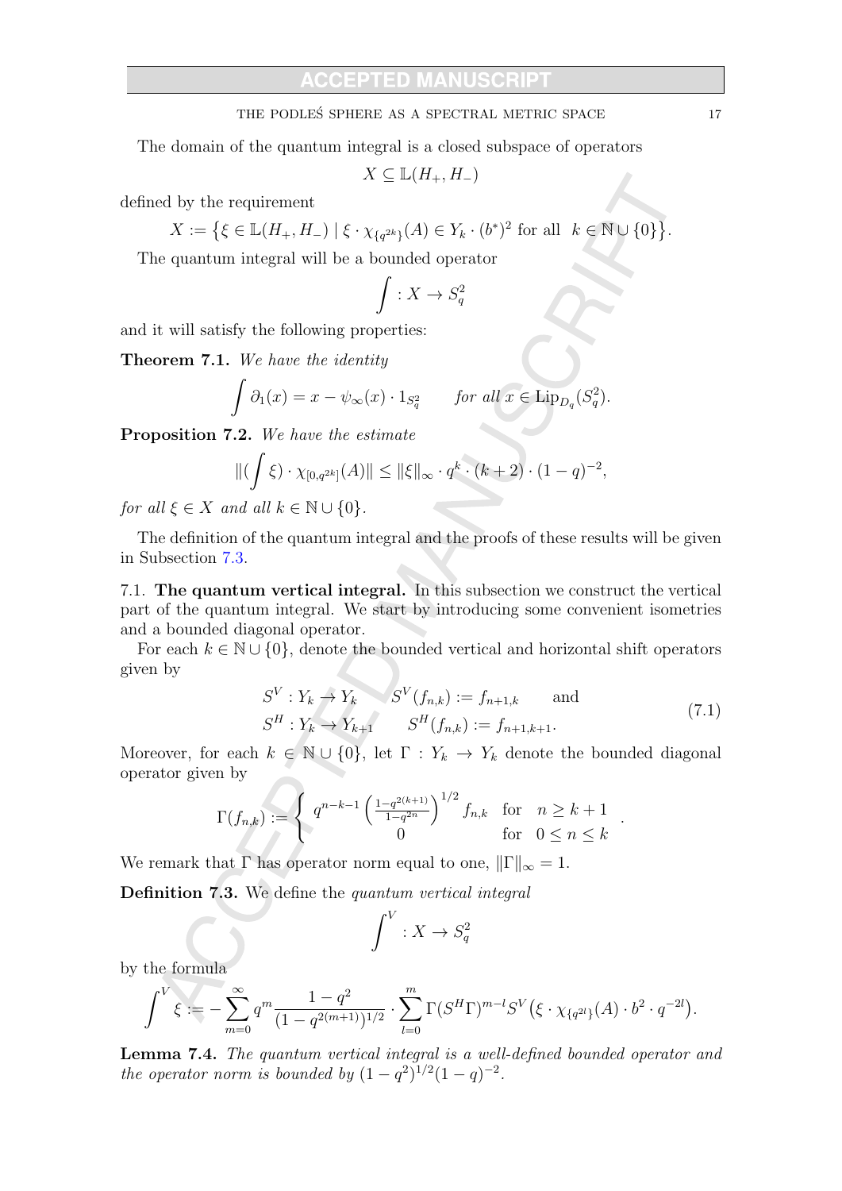The domain of the quantum integral is a closed subspace of operators

$$X \subseteq \mathbb{L}(H_+, H_-)$$

defined by the requirement

$$X := \big\{ \xi \in \mathbb{L}(H_+, H_-) \mid \xi \cdot \chi_{\{q^{2k}\}}(A) \in Y_k \cdot (b^*)^2 \text{ for all } \ k \in \mathbb{N} \cup \{0\} \big\}.$$

The quantum integral will be a bounded operator

$$\int : X \to S_q^2$$

and it will satisfy the following properties:

**Theorem 7.1.** *We have the identity*

$$\int \partial_1(x) = x - \psi_\infty(x) \cdot 1_{S_q^2} \qquad \textit{for all } x \in \mathrm{Lip}_{D_q}(S_q^2).$$

**Proposition 7.2.** *We have the estimate*

$$\|(\int \xi) \cdot \chi_{[0,q^{2k}]}(A)\| \leq \|\xi\|_\infty \cdot q^k \cdot (k+2) \cdot (1-q)^{-2},$$

*for all $\xi \in X$ and all $k \in \mathbb{N} \cup \{0\}$.*

The definition of the quantum integral and the proofs of these results will be given in Subsection 7.3.

7.1. **The quantum vertical integral.** In this subsection we construct the vertical part of the quantum integral. We start by introducing some convenient isometries and a bounded diagonal operator.

For each $k \in \mathbb{N} \cup \{0\}$, denote the bounded vertical and horizontal shift operators given by

$$\begin{aligned} S^V &: Y_k \to Y_k \qquad S^V(f_{n,k}) := f_{n+1,k} \qquad \text{and} \\ S^H &: Y_k \to Y_{k+1} \qquad S^H(f_{n,k}) := f_{n+1,k+1}. \end{aligned} \tag{7.1}$$

Moreover, for each $k \in \mathbb{N} \cup \{0\}$, let $\Gamma : Y_k \to Y_k$ denote the bounded diagonal operator given by

$$\Gamma(f_{n,k}) := \begin{cases} q^{n-k-1} \left( \frac{1-q^{2(k+1)}}{1-q^{2n}} \right)^{1/2} f_{n,k} & \text{for} \quad n \geq k+1 \\ 0 & \text{for} \quad 0 \leq n \leq k \end{cases}.$$

We remark that $\Gamma$ has operator norm equal to one, $\|\Gamma\|_\infty = 1$.

**Definition 7.3.** We define the *quantum vertical integral*

$$\int^V : X \to S_q^2$$

by the formula

$$\int^V \xi := -\sum_{m=0}^\infty q^m \frac{1-q^2}{(1-q^{2(m+1)})^{1/2}} \cdot \sum_{l=0}^m \Gamma(S^H \Gamma)^{m-l} S^V \big( \xi \cdot \chi_{\{q^{2l}\}}(A) \cdot b^2 \cdot q^{-2l} \big).$$

**Lemma 7.4.** *The quantum vertical integral is a well-defined bounded operator and the operator norm is bounded by $(1-q^2)^{1/2}(1-q)^{-2}$.*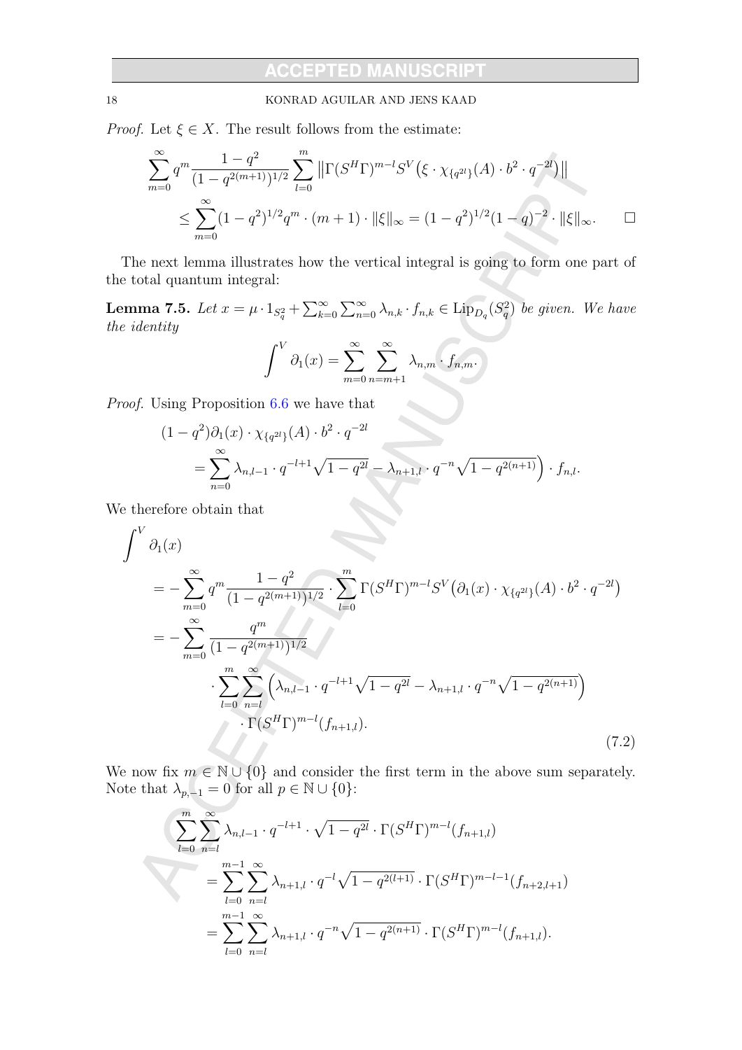*Proof.* Let $\xi \in X$. The result follows from the estimate:

$$
\begin{aligned}
\sum_{m=0}^{\infty} q^m \frac{1-q^2}{(1-q^{2(m+1)})^{1/2}} \sum_{l=0}^{m} \left\| \Gamma(S^H \Gamma)^{m-l} S^V\big(\xi \cdot \chi_{\{q^{2l}\}}(A) \cdot b^2 \cdot q^{-2l}\big) \right\| \\
\leq \sum_{m=0}^{\infty} (1-q^2)^{1/2} q^m \cdot (m+1) \cdot \|\xi\|_\infty = (1-q^2)^{1/2}(1-q)^{-2} \cdot \|\xi\|_\infty. \qquad \square
\end{aligned}
$$

The next lemma illustrates how the vertical integral is going to form one part of the total quantum integral:

**Lemma 7.5.** *Let $x = \mu \cdot 1_{S_q^2} + \sum_{k=0}^{\infty} \sum_{n=0}^{\infty} \lambda_{n,k} \cdot f_{n,k} \in \mathrm{Lip}_{D_q}(S_q^2)$ be given. We have the identity*

$$
\int^V \partial_1(x) = \sum_{m=0}^{\infty} \sum_{n=m+1}^{\infty} \lambda_{n,m} \cdot f_{n,m}.
$$

*Proof.* Using Proposition 6.6 we have that

$$
\begin{aligned}
&(1-q^2)\partial_1(x) \cdot \chi_{\{q^{2l}\}}(A) \cdot b^2 \cdot q^{-2l} \\
&\quad = \sum_{n=0}^{\infty} \lambda_{n,l-1} \cdot q^{-l+1} \sqrt{1-q^{2l}} - \lambda_{n+1,l} \cdot q^{-n} \sqrt{1-q^{2(n+1)}} \Big) \cdot f_{n,l}.
\end{aligned}
$$

We therefore obtain that

$$
\begin{aligned}
&\int^V \partial_1(x) \\
&\quad = -\sum_{m=0}^{\infty} q^m \frac{1-q^2}{(1-q^{2(m+1)})^{1/2}} \cdot \sum_{l=0}^{m} \Gamma(S^H \Gamma)^{m-l} S^V\big(\partial_1(x) \cdot \chi_{\{q^{2l}\}}(A) \cdot b^2 \cdot q^{-2l}\big) \\
&\quad = -\sum_{m=0}^{\infty} \frac{q^m}{(1-q^{2(m+1)})^{1/2}} \\
&\qquad\qquad \cdot \sum_{l=0}^{m} \sum_{n=l}^{\infty} \Big( \lambda_{n,l-1} \cdot q^{-l+1} \sqrt{1-q^{2l}} - \lambda_{n+1,l} \cdot q^{-n} \sqrt{1-q^{2(n+1)}} \Big) \\
&\qquad\qquad \cdot \Gamma(S^H \Gamma)^{m-l}(f_{n+1,l}).
\end{aligned} \tag{7.2}
$$

We now fix $m \in \mathbb{N} \cup \{0\}$ and consider the first term in the above sum separately. Note that $\lambda_{p,-1} = 0$ for all $p \in \mathbb{N} \cup \{0\}$:

$$
\begin{aligned}
&\sum_{l=0}^{m} \sum_{n=l}^{\infty} \lambda_{n,l-1} \cdot q^{-l+1} \cdot \sqrt{1-q^{2l}} \cdot \Gamma(S^H \Gamma)^{m-l}(f_{n+1,l}) \\
&\quad = \sum_{l=0}^{m-1} \sum_{n=l}^{\infty} \lambda_{n+1,l} \cdot q^{-l} \sqrt{1-q^{2(l+1)}} \cdot \Gamma(S^H \Gamma)^{m-l-1}(f_{n+2,l+1}) \\
&\quad = \sum_{l=0}^{m-1} \sum_{n=l}^{\infty} \lambda_{n+1,l} \cdot q^{-n} \sqrt{1-q^{2(n+1)}} \cdot \Gamma(S^H \Gamma)^{m-l}(f_{n+1,l}).
\end{aligned}
$$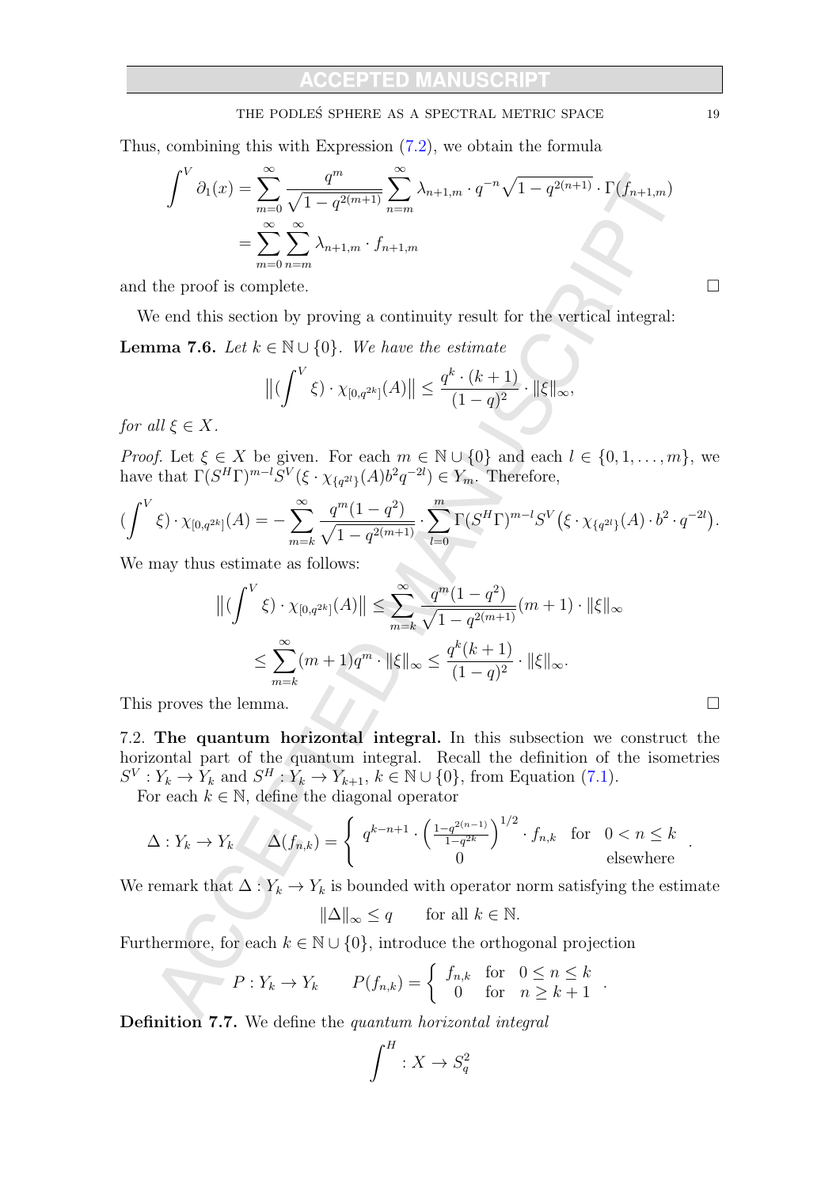Thus, combining this with Expression (7.2), we obtain the formula

$$\begin{aligned}
\int^V \partial_1(x) &= \sum_{m=0}^\infty \frac{q^m}{\sqrt{1-q^{2(m+1)}}} \sum_{n=m}^\infty \lambda_{n+1,m} \cdot q^{-n}\sqrt{1-q^{2(n+1)}} \cdot \Gamma(f_{n+1,m}) \\
&= \sum_{m=0}^\infty \sum_{n=m}^\infty \lambda_{n+1,m} \cdot f_{n+1,m}
\end{aligned}$$

and the proof is complete. □

We end this section by proving a continuity result for the vertical integral:

**Lemma 7.6.** *Let $k \in \mathbb{N} \cup \{0\}$. We have the estimate*

$$\big\|(\int^V \xi) \cdot \chi_{[0,q^{2k}]}(A)\big\| \leq \frac{q^k \cdot (k+1)}{(1-q)^2} \cdot \|\xi\|_\infty,$$

*for all $\xi \in X$.*

*Proof.* Let $\xi \in X$ be given. For each $m \in \mathbb{N} \cup \{0\}$ and each $l \in \{0, 1, \ldots, m\}$, we have that $\Gamma(S^H\Gamma)^{m-l} S^V(\xi \cdot \chi_{\{q^{2l}\}}(A) b^2 q^{-2l}) \in Y_m$. Therefore,

$$(\int^V \xi) \cdot \chi_{[0,q^{2k}]}(A) = -\sum_{m=k}^\infty \frac{q^m(1-q^2)}{\sqrt{1-q^{2(m+1)}}} \cdot \sum_{l=0}^m \Gamma(S^H\Gamma)^{m-l} S^V\big(\xi \cdot \chi_{\{q^{2l}\}}(A) \cdot b^2 \cdot q^{-2l}\big).$$

We may thus estimate as follows:

$$\begin{aligned}
\big\|(\int^V \xi) \cdot \chi_{[0,q^{2k}]}(A)\big\| &\leq \sum_{m=k}^\infty \frac{q^m(1-q^2)}{\sqrt{1-q^{2(m+1)}}}(m+1) \cdot \|\xi\|_\infty \\
&\leq \sum_{m=k}^\infty (m+1) q^m \cdot \|\xi\|_\infty \leq \frac{q^k(k+1)}{(1-q)^2} \cdot \|\xi\|_\infty.
\end{aligned}$$

This proves the lemma. □

7.2. **The quantum horizontal integral.** In this subsection we construct the horizontal part of the quantum integral. Recall the definition of the isometries $S^V : Y_k \to Y_k$ and $S^H : Y_k \to Y_{k+1}$, $k \in \mathbb{N} \cup \{0\}$, from Equation (7.1).

For each $k \in \mathbb{N}$, define the diagonal operator

$$\Delta : Y_k \to Y_k \qquad \Delta(f_{n,k}) = \left\{ \begin{array}{ll} q^{k-n+1} \cdot \left(\frac{1-q^{2(n-1)}}{1-q^{2k}}\right)^{1/2} \cdot f_{n,k} & \text{for} \quad 0 < n \leq k \\ 0 & \text{elsewhere} \end{array} \right. .$$

We remark that $\Delta : Y_k \to Y_k$ is bounded with operator norm satisfying the estimate

$$\|\Delta\|_\infty \leq q \qquad \text{for all } k \in \mathbb{N}.$$

Furthermore, for each $k \in \mathbb{N} \cup \{0\}$, introduce the orthogonal projection

$$P : Y_k \to Y_k \qquad P(f_{n,k}) = \left\{ \begin{array}{ll} f_{n,k} & \text{for} \quad 0 \leq n \leq k \\ 0 & \text{for} \quad n \geq k+1 \end{array} \right. .$$

**Definition 7.7.** We define the *quantum horizontal integral*

$$\int^H : X \to S_q^2$$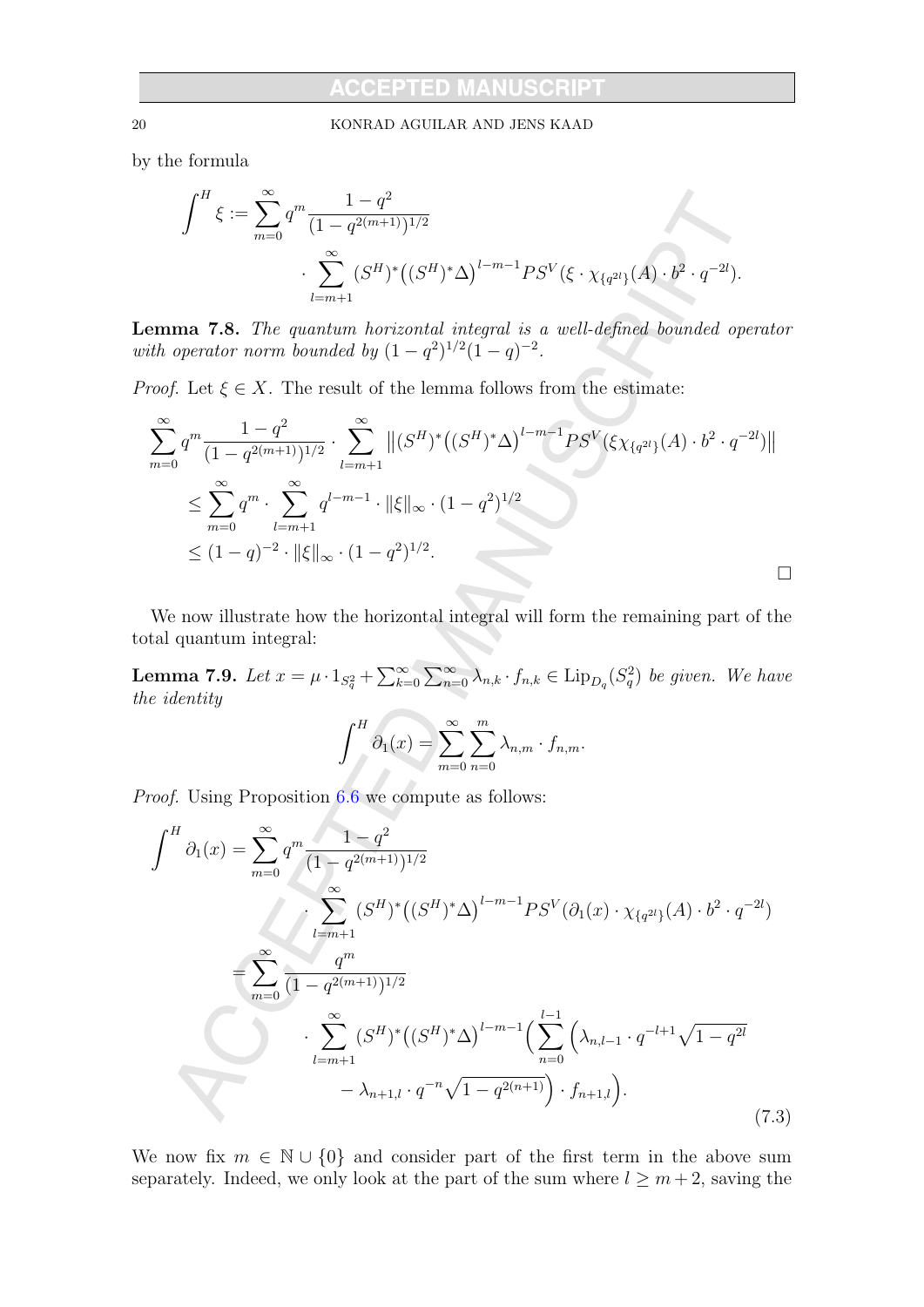by the formula

$$\int^H \xi := \sum_{m=0}^\infty q^m \frac{1-q^2}{(1-q^{2(m+1)})^{1/2}} \cdot \sum_{l=m+1}^\infty (S^H)^*\big((S^H)^*\Delta\big)^{l-m-1} PS^V(\xi \cdot \chi_{\{q^{2l}\}}(A) \cdot b^2 \cdot q^{-2l}).$$

**Lemma 7.8.** *The quantum horizontal integral is a well-defined bounded operator with operator norm bounded by* $(1-q^2)^{1/2}(1-q)^{-2}$.

*Proof.* Let $\xi \in X$. The result of the lemma follows from the estimate:

$$\begin{aligned}
&\sum_{m=0}^\infty q^m \frac{1-q^2}{(1-q^{2(m+1)})^{1/2}} \cdot \sum_{l=m+1}^\infty \big\|(S^H)^*\big((S^H)^*\Delta\big)^{l-m-1} PS^V(\xi\chi_{\{q^{2l}\}}(A) \cdot b^2 \cdot q^{-2l})\big\| \\
&\leq \sum_{m=0}^\infty q^m \cdot \sum_{l=m+1}^\infty q^{l-m-1} \cdot \|\xi\|_\infty \cdot (1-q^2)^{1/2} \\
&\leq (1-q)^{-2} \cdot \|\xi\|_\infty \cdot (1-q^2)^{1/2}.
\end{aligned}$$

□

We now illustrate how the horizontal integral will form the remaining part of the total quantum integral:

**Lemma 7.9.** *Let* $x = \mu \cdot 1_{S_q^2} + \sum_{k=0}^\infty \sum_{n=0}^\infty \lambda_{n,k} \cdot f_{n,k} \in \mathrm{Lip}_{D_q}(S_q^2)$ *be given. We have the identity*

$$\int^H \partial_1(x) = \sum_{m=0}^\infty \sum_{n=0}^m \lambda_{n,m} \cdot f_{n,m}.$$

*Proof.* Using Proposition 6.6 we compute as follows:

$$\begin{aligned}
\int^H \partial_1(x) &= \sum_{m=0}^\infty q^m \frac{1-q^2}{(1-q^{2(m+1)})^{1/2}} \\
&\qquad \cdot \sum_{l=m+1}^\infty (S^H)^*\big((S^H)^*\Delta\big)^{l-m-1} PS^V(\partial_1(x) \cdot \chi_{\{q^{2l}\}}(A) \cdot b^2 \cdot q^{-2l}) \\
&= \sum_{m=0}^\infty \frac{q^m}{(1-q^{2(m+1)})^{1/2}} \\
&\qquad \cdot \sum_{l=m+1}^\infty (S^H)^*\big((S^H)^*\Delta\big)^{l-m-1}\Big(\sum_{n=0}^{l-1}\Big(\lambda_{n,l-1} \cdot q^{-l+1}\sqrt{1-q^{2l}} \\
&\qquad\qquad - \lambda_{n+1,l} \cdot q^{-n}\sqrt{1-q^{2(n+1)}}\Big) \cdot f_{n+1,l}\Big).
\end{aligned} \tag{7.3}$$

We now fix $m \in \mathbb{N} \cup \{0\}$ and consider part of the first term in the above sum separately. Indeed, we only look at the part of the sum where $l \geq m+2$, saving the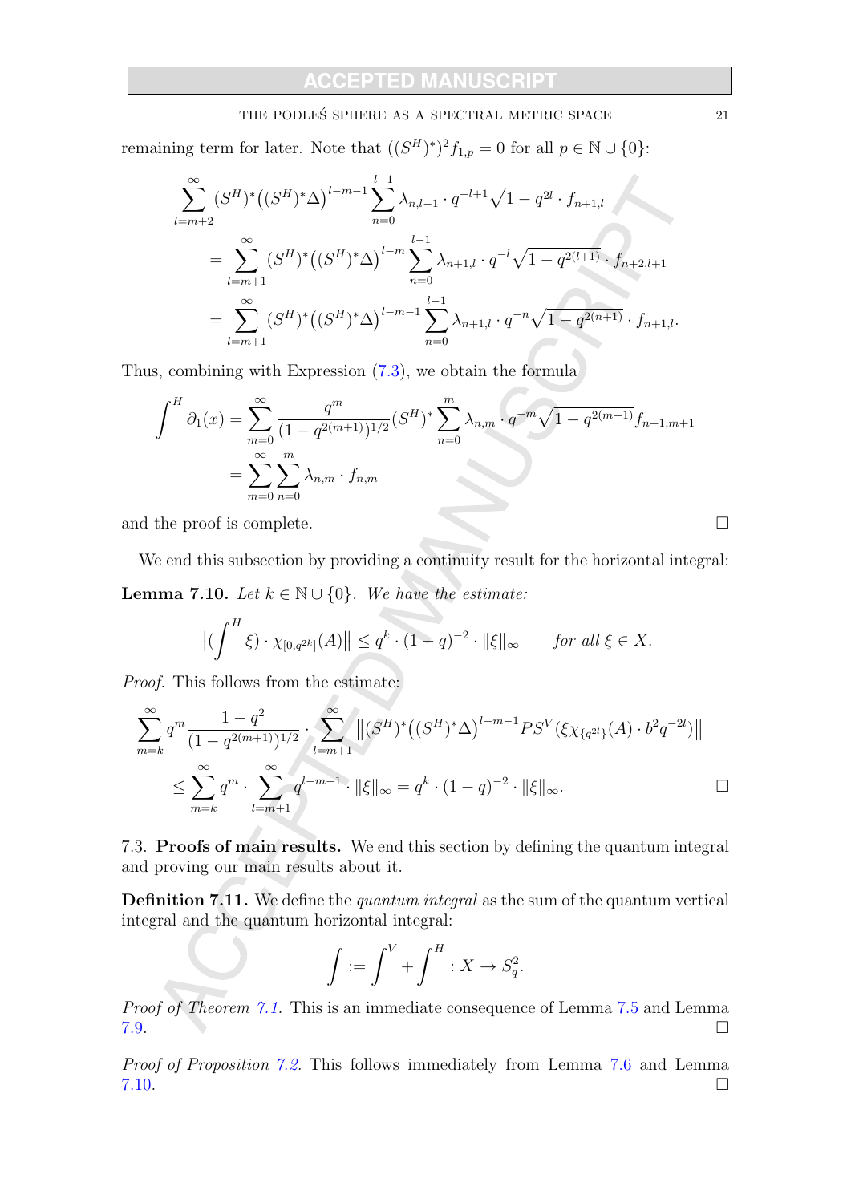remaining term for later. Note that $((S^H)^*)^2 f_{1,p} = 0$ for all $p \in \mathbb{N} \cup \{0\}$:

$$\begin{aligned}
&\sum_{l=m+2}^{\infty} (S^H)^*\big((S^H)^*\Delta\big)^{l-m-1} \sum_{n=0}^{l-1} \lambda_{n,l-1} \cdot q^{-l+1}\sqrt{1-q^{2l}} \cdot f_{n+1,l} \\
&\quad = \sum_{l=m+1}^{\infty} (S^H)^*\big((S^H)^*\Delta\big)^{l-m} \sum_{n=0}^{l-1} \lambda_{n+1,l} \cdot q^{-l}\sqrt{1-q^{2(l+1)}} \cdot f_{n+2,l+1} \\
&\quad = \sum_{l=m+1}^{\infty} (S^H)^*\big((S^H)^*\Delta\big)^{l-m-1} \sum_{n=0}^{l-1} \lambda_{n+1,l} \cdot q^{-n}\sqrt{1-q^{2(n+1)}} \cdot f_{n+1,l}.
\end{aligned}$$

Thus, combining with Expression (7.3), we obtain the formula

$$\begin{aligned}
\int^H \partial_1(x) &= \sum_{m=0}^{\infty} \frac{q^m}{(1-q^{2(m+1)})^{1/2}} (S^H)^* \sum_{n=0}^{m} \lambda_{n,m} \cdot q^{-m}\sqrt{1-q^{2(m+1)}} f_{n+1,m+1} \\
&= \sum_{m=0}^{\infty} \sum_{n=0}^{m} \lambda_{n,m} \cdot f_{n,m}
\end{aligned}$$

and the proof is complete. □

We end this subsection by providing a continuity result for the horizontal integral:

**Lemma 7.10.** *Let $k \in \mathbb{N} \cup \{0\}$. We have the estimate:*

$$\big\|(\int^H \xi) \cdot \chi_{[0,q^{2k}]}(A)\big\| \le q^k \cdot (1-q)^{-2} \cdot \|\xi\|_\infty \qquad \textit{for all } \xi \in X.$$

*Proof.* This follows from the estimate:

$$\begin{aligned}
&\sum_{m=k}^{\infty} q^m \frac{1-q^2}{(1-q^{2(m+1)})^{1/2}} \cdot \sum_{l=m+1}^{\infty} \big\|(S^H)^*\big((S^H)^*\Delta\big)^{l-m-1} P S^V(\xi\chi_{\{q^{2l}\}}(A) \cdot b^2 q^{-2l})\big\| \\
&\quad \le \sum_{m=k}^{\infty} q^m \cdot \sum_{l=m+1}^{\infty} q^{l-m-1} \cdot \|\xi\|_\infty = q^k \cdot (1-q)^{-2} \cdot \|\xi\|_\infty.
\end{aligned}$$

□

7.3. **Proofs of main results.** We end this section by defining the quantum integral and proving our main results about it.

**Definition 7.11.** We define the *quantum integral* as the sum of the quantum vertical integral and the quantum horizontal integral:

$$\int := \int^V + \int^H : X \to S_q^2.$$

*Proof of Theorem 7.1.* This is an immediate consequence of Lemma 7.5 and Lemma 7.9. □

*Proof of Proposition 7.2.* This follows immediately from Lemma 7.6 and Lemma 7.10. □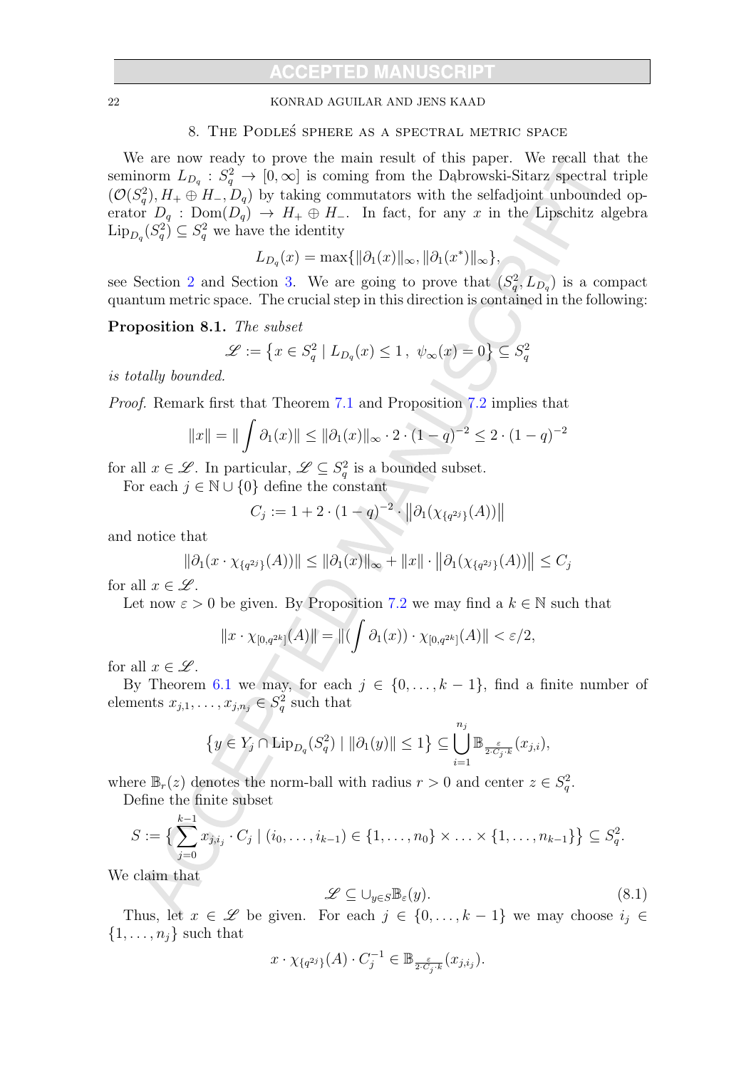## 8. The Podleś sphere as a spectral metric space

We are now ready to prove the main result of this paper. We recall that the seminorm $L_{D_q} : S_q^2 \to [0, \infty]$ is coming from the Dąbrowski-Sitarz spectral triple $(\mathcal{O}(S_q^2), H_+ \oplus H_-, D_q)$ by taking commutators with the selfadjoint unbounded operator $D_q : \mathrm{Dom}(D_q) \to H_+ \oplus H_-$. In fact, for any $x$ in the Lipschitz algebra $\mathrm{Lip}_{D_q}(S_q^2) \subseteq S_q^2$ we have the identity

$$L_{D_q}(x) = \max\{\|\partial_1(x)\|_\infty, \|\partial_1(x^*)\|_\infty\},$$

see Section 2 and Section 3. We are going to prove that $(S_q^2, L_{D_q})$ is a compact quantum metric space. The crucial step in this direction is contained in the following:

**Proposition 8.1.** *The subset*

$$\mathscr{L} := \left\{ x \in S_q^2 \mid L_{D_q}(x) \leq 1 \, , \ \psi_\infty(x) = 0 \right\} \subseteq S_q^2$$

*is totally bounded.*

*Proof.* Remark first that Theorem 7.1 and Proposition 7.2 implies that

$$\|x\| = \| \int \partial_1(x)\| \leq \|\partial_1(x)\|_\infty \cdot 2 \cdot (1-q)^{-2} \leq 2 \cdot (1-q)^{-2}$$

for all $x \in \mathscr{L}$. In particular, $\mathscr{L} \subseteq S_q^2$ is a bounded subset.

For each $j \in \mathbb{N} \cup \{0\}$ define the constant

$$C_j := 1 + 2 \cdot (1-q)^{-2} \cdot \left\| \partial_1(\chi_{\{q^{2j}\}}(A)) \right\|$$

and notice that

$$\|\partial_1(x \cdot \chi_{\{q^{2j}\}}(A))\| \leq \|\partial_1(x)\|_\infty + \|x\| \cdot \left\|\partial_1(\chi_{\{q^{2j}\}}(A))\right\| \leq C_j$$

for all $x \in \mathscr{L}$.

Let now $\varepsilon > 0$ be given. By Proposition 7.2 we may find a $k \in \mathbb{N}$ such that

$$\|x \cdot \chi_{[0,q^{2k}]}(A)\| = \|(\int \partial_1(x)) \cdot \chi_{[0,q^{2k}]}(A)\| < \varepsilon/2,$$

for all $x \in \mathscr{L}$.

By Theorem 6.1 we may, for each $j \in \{0, \ldots, k-1\}$, find a finite number of elements $x_{j,1}, \ldots, x_{j,n_j} \in S_q^2$ such that

$$\left\{ y \in Y_j \cap \mathrm{Lip}_{D_q}(S_q^2) \mid \|\partial_1(y)\| \leq 1 \right\} \subseteq \bigcup_{i=1}^{n_j} \mathbb{B}_{\frac{\varepsilon}{2 \cdot C_j \cdot k}}(x_{j,i}),$$

where $\mathbb{B}_r(z)$ denotes the norm-ball with radius $r > 0$ and center $z \in S_q^2$.

Define the finite subset

$$S := \Big\{ \sum_{j=0}^{k-1} x_{j,i_j} \cdot C_j \mid (i_0, \ldots, i_{k-1}) \in \{1, \ldots, n_0\} \times \ldots \times \{1, \ldots, n_{k-1}\} \Big\} \subseteq S_q^2.$$

We claim that

$$\mathscr{L} \subseteq \cup_{y \in S} \mathbb{B}_\varepsilon(y). \tag{8.1}$$

Thus, let $x \in \mathscr{L}$ be given. For each $j \in \{0, \ldots, k-1\}$ we may choose $i_j \in \{1, \ldots, n_j\}$ such that

$$x \cdot \chi_{\{q^{2j}\}}(A) \cdot C_j^{-1} \in \mathbb{B}_{\frac{\varepsilon}{2 \cdot C_j \cdot k}}(x_{j,i_j}).$$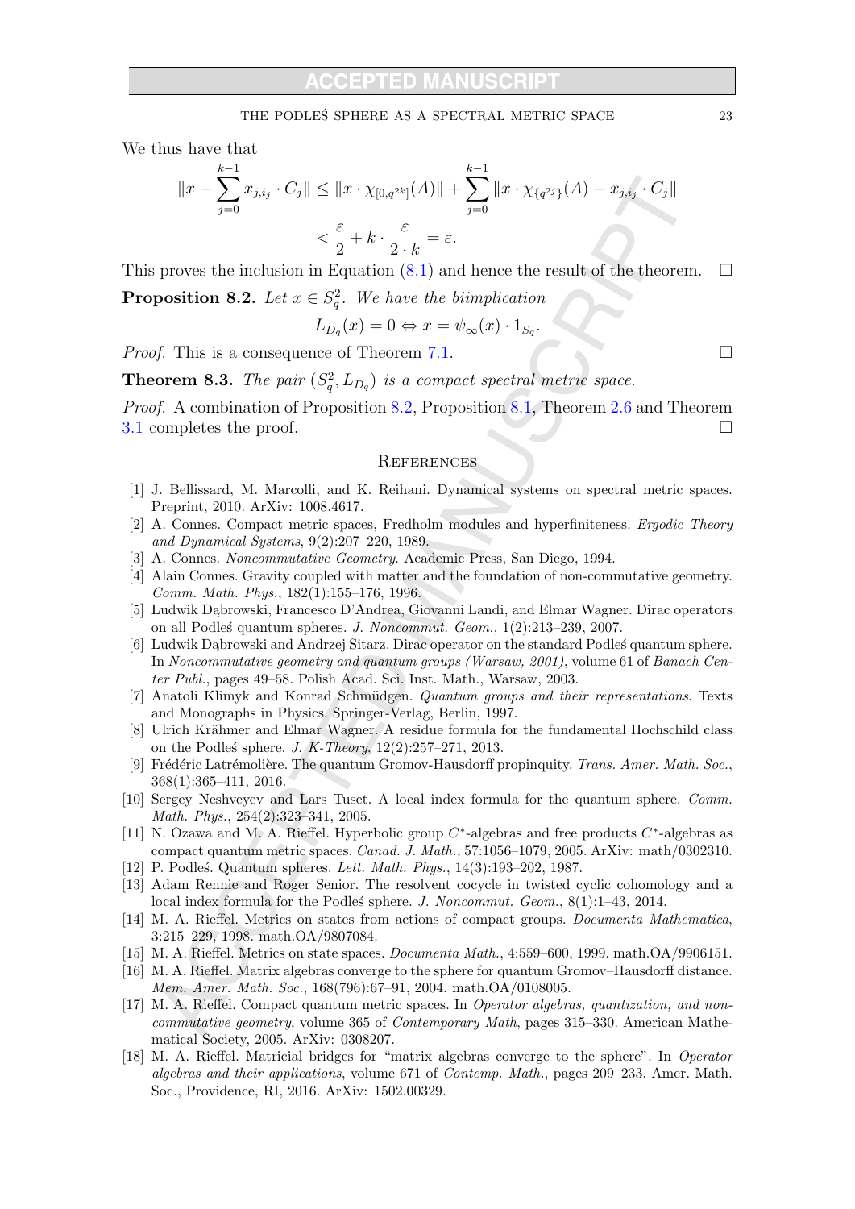We thus have that

$$\|x - \sum_{j=0}^{k-1} x_{j,i_j} \cdot C_j\| \leq \|x \cdot \chi_{[0,q^{2k}]}(A)\| + \sum_{j=0}^{k-1} \|x \cdot \chi_{\{q^{2j}\}}(A) - x_{j,i_j} \cdot C_j\|$$
$$< \frac{\varepsilon}{2} + k \cdot \frac{\varepsilon}{2 \cdot k} = \varepsilon.$$

This proves the inclusion in Equation (8.1) and hence the result of the theorem. $\square$

**Proposition 8.2.** *Let $x \in S_q^2$. We have the biimplication*

$$L_{D_q}(x) = 0 \Leftrightarrow x = \psi_\infty(x) \cdot 1_{S_q}.$$

*Proof.* This is a consequence of Theorem 7.1. $\square$

**Theorem 8.3.** *The pair $(S_q^2, L_{D_q})$ is a compact spectral metric space.*

*Proof.* A combination of Proposition 8.2, Proposition 8.1, Theorem 2.6 and Theorem 3.1 completes the proof. $\square$

## References

[1] J. Bellissard, M. Marcolli, and K. Reihani. Dynamical systems on spectral metric spaces. Preprint, 2010. ArXiv: 1008.4617.

[2] A. Connes. Compact metric spaces, Fredholm modules and hyperfiniteness. *Ergodic Theory and Dynamical Systems*, 9(2):207–220, 1989.

[3] A. Connes. *Noncommutative Geometry*. Academic Press, San Diego, 1994.

[4] Alain Connes. Gravity coupled with matter and the foundation of non-commutative geometry. *Comm. Math. Phys.*, 182(1):155–176, 1996.

[5] Ludwik Dąbrowski, Francesco D'Andrea, Giovanni Landi, and Elmar Wagner. Dirac operators on all Podleś quantum spheres. *J. Noncommut. Geom.*, 1(2):213–239, 2007.

[6] Ludwik Dąbrowski and Andrzej Sitarz. Dirac operator on the standard Podleś quantum sphere. In *Noncommutative geometry and quantum groups (Warsaw, 2001)*, volume 61 of *Banach Center Publ.*, pages 49–58. Polish Acad. Sci. Inst. Math., Warsaw, 2003.

[7] Anatoli Klimyk and Konrad Schmüdgen. *Quantum groups and their representations*. Texts and Monographs in Physics. Springer-Verlag, Berlin, 1997.

[8] Ulrich Krähmer and Elmar Wagner. A residue formula for the fundamental Hochschild class on the Podleś sphere. *J. K-Theory*, 12(2):257–271, 2013.

[9] Frédéric Latrémolière. The quantum Gromov-Hausdorff propinquity. *Trans. Amer. Math. Soc.*, 368(1):365–411, 2016.

[10] Sergey Neshveyev and Lars Tuset. A local index formula for the quantum sphere. *Comm. Math. Phys.*, 254(2):323–341, 2005.

[11] N. Ozawa and M. A. Rieffel. Hyperbolic group $C^*$-algebras and free products $C^*$-algebras as compact quantum metric spaces. *Canad. J. Math.*, 57:1056–1079, 2005. ArXiv: math/0302310.

[12] P. Podleś. Quantum spheres. *Lett. Math. Phys.*, 14(3):193–202, 1987.

[13] Adam Rennie and Roger Senior. The resolvent cocycle in twisted cyclic cohomology and a local index formula for the Podleś sphere. *J. Noncommut. Geom.*, 8(1):1–43, 2014.

[14] M. A. Rieffel. Metrics on states from actions of compact groups. *Documenta Mathematica*, 3:215–229, 1998. math.OA/9807084.

[15] M. A. Rieffel. Metrics on state spaces. *Documenta Math.*, 4:559–600, 1999. math.OA/9906151.

[16] M. A. Rieffel. Matrix algebras converge to the sphere for quantum Gromov–Hausdorff distance. *Mem. Amer. Math. Soc.*, 168(796):67–91, 2004. math.OA/0108005.

[17] M. A. Rieffel. Compact quantum metric spaces. In *Operator algebras, quantization, and noncommutative geometry*, volume 365 of *Contemporary Math*, pages 315–330. American Mathematical Society, 2005. ArXiv: 0308207.

[18] M. A. Rieffel. Matricial bridges for "matrix algebras converge to the sphere". In *Operator algebras and their applications*, volume 671 of *Contemp. Math.*, pages 209–233. Amer. Math. Soc., Providence, RI, 2016. ArXiv: 1502.00329.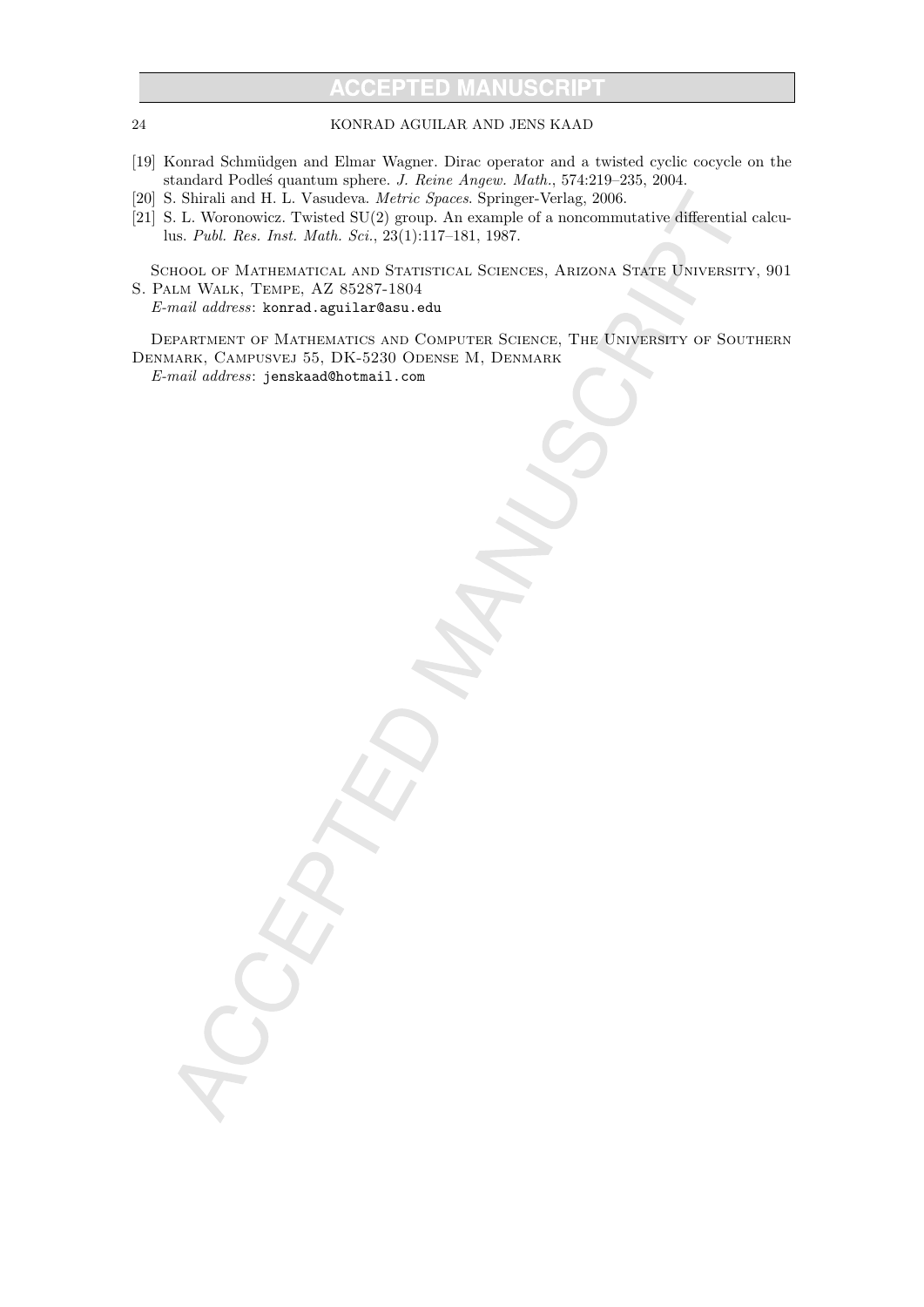[19] Konrad Schmüdgen and Elmar Wagner. Dirac operator and a twisted cyclic cocycle on the standard Podleś quantum sphere. *J. Reine Angew. Math.*, 574:219–235, 2004.

[20] S. Shirali and H. L. Vasudeva. *Metric Spaces*. Springer-Verlag, 2006.

[21] S. L. Woronowicz. Twisted SU(2) group. An example of a noncommutative differential calculus. *Publ. Res. Inst. Math. Sci.*, 23(1):117–181, 1987.

School of Mathematical and Statistical Sciences, Arizona State University, 901 S. Palm Walk, Tempe, AZ 85287-1804

*E-mail address*: konrad.aguilar@asu.edu

Department of Mathematics and Computer Science, The University of Southern Denmark, Campusvej 55, DK-5230 Odense M, Denmark

*E-mail address*: jenskaad@hotmail.com